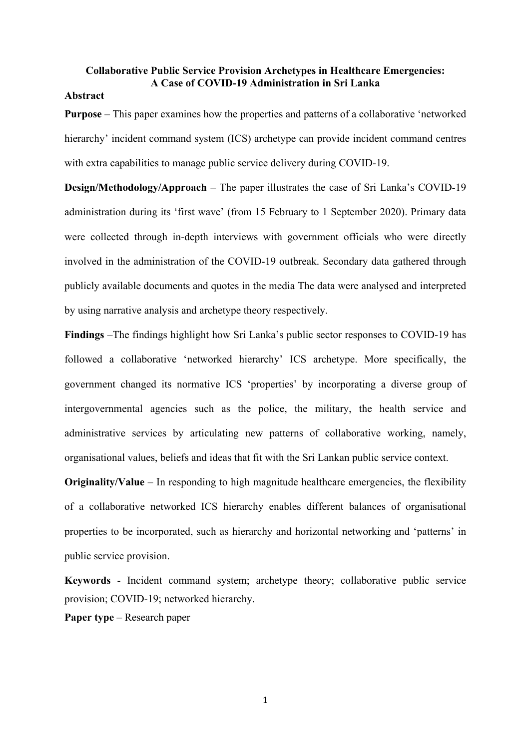# Collaborative Public Service Provision Archetypes in Healthcare Emergencies: A Case of COVID-19 Administration in Sri Lanka

## Abstract

**Purpose** – This paper examines how the properties and patterns of a collaborative 'networked hierarchy' incident command system (ICS) archetype can provide incident command centres with extra capabilities to manage public service delivery during COVID-19.

**Design/Methodology/Approach** – The paper illustrates the case of Sri Lanka's COVID-19 administration during its 'first wave' (from 15 February to 1 September 2020). Primary data were collected through in-depth interviews with government officials who were directly involved in the administration of the COVID-19 outbreak. Secondary data gathered through publicly available documents and quotes in the media The data were analysed and interpreted by using narrative analysis and archetype theory respectively.

**Findings** –The findings highlight how Sri Lanka's public sector responses to COVID-19 has followed a collaborative 'networked hierarchy' ICS archetype. More specifically, the government changed its normative ICS 'properties' by incorporating a diverse group of intergovernmental agencies such as the police, the military, the health service and administrative services by articulating new patterns of collaborative working, namely, organisational values, beliefs and ideas that fit with the Sri Lankan public service context.

**Originality/Value** – In responding to high magnitude healthcare emergencies, the flexibility of a collaborative networked ICS hierarchy enables different balances of organisational properties to be incorporated, such as hierarchy and horizontal networking and 'patterns' in public service provision.

**Keywords** - Incident command system; archetype theory; collaborative public service provision; COVID-19; networked hierarchy.

**Paper type** – Research paper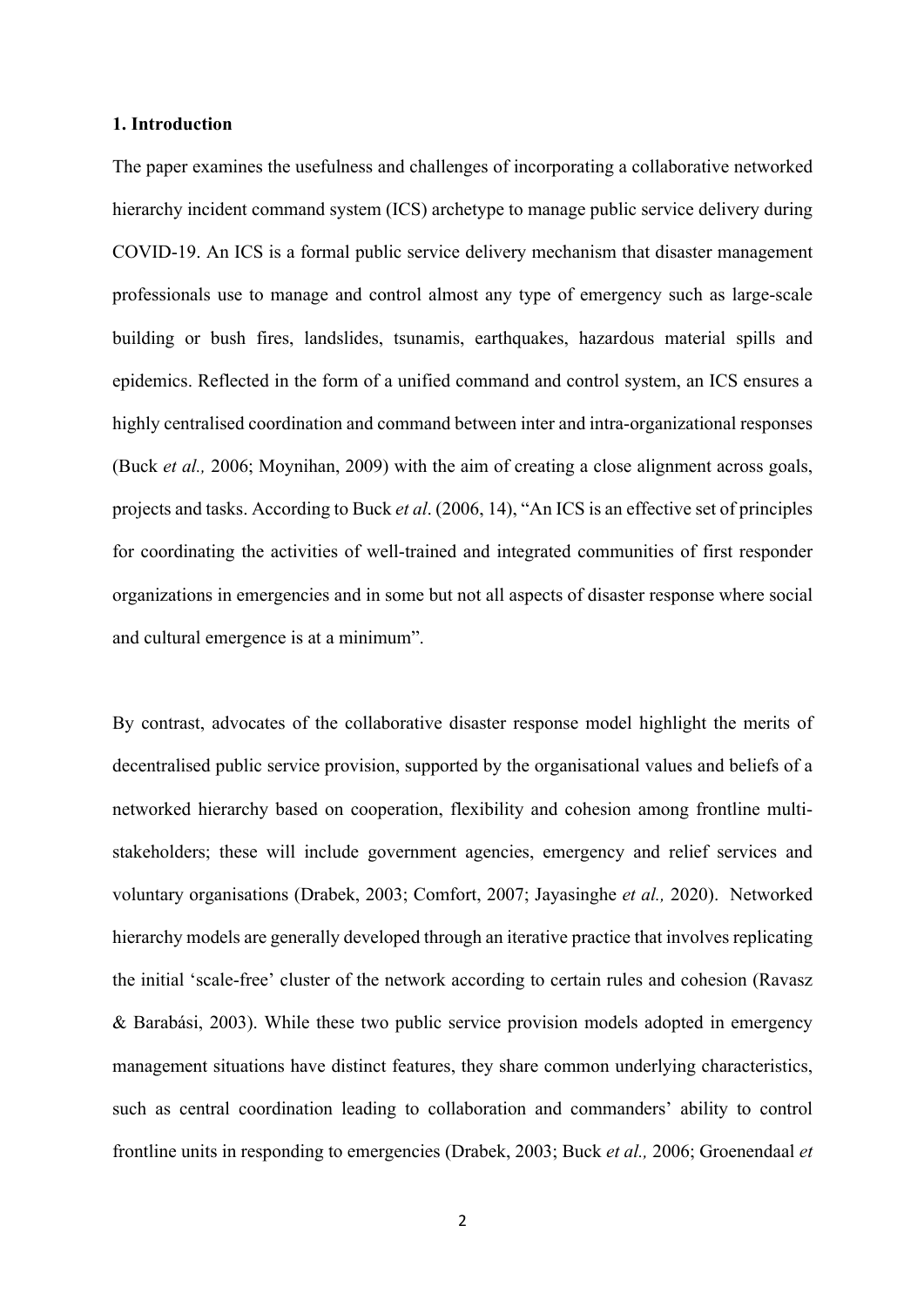## 1. Introduction

The paper examines the usefulness and challenges of incorporating a collaborative networked hierarchy incident command system (ICS) archetype to manage public service delivery during COVID-19. An ICS is a formal public service delivery mechanism that disaster management professionals use to manage and control almost any type of emergency such as large-scale building or bush fires, landslides, tsunamis, earthquakes, hazardous material spills and epidemics. Reflected in the form of a unified command and control system, an ICS ensures a highly centralised coordination and command between inter and intra-organizational responses (Buck *et al.,* 2006; Moynihan, 2009) with the aim of creating a close alignment across goals, projects and tasks. According to Buck *et al*. (2006, 14), "An ICS is an effective set of principles for coordinating the activities of well-trained and integrated communities of first responder organizations in emergencies and in some but not all aspects of disaster response where social and cultural emergence is at a minimum".

By contrast, advocates of the collaborative disaster response model highlight the merits of decentralised public service provision, supported by the organisational values and beliefs of a networked hierarchy based on cooperation, flexibility and cohesion among frontline multi-stakeholders; these will include government agencies, emergency and relief services and voluntary organisations (Drabek, 2003; Comfort, 2007; Jayasinghe *et al.,* 2020). Networked hierarchy models are generally developed through an iterative practice that involves replicating the initial 'scale-free' cluster of the network according to certain rules and cohesion (Ravasz & Barabási, 2003). While these two public service provision models adopted in emergency management situations have distinct features, they share common underlying characteristics, such as central coordination leading to collaboration and commanders' ability to control frontline units in responding to emergencies (Drabek, 2003; Buck *et al.,* 2006; Groenendaal *et*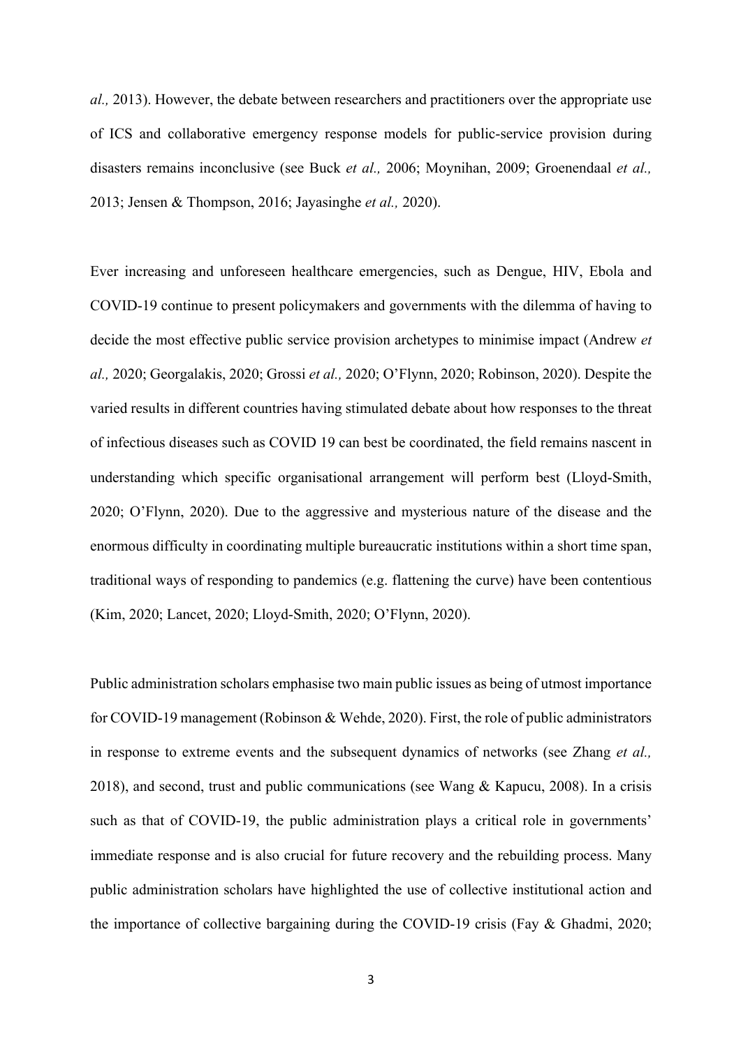*al.,* 2013). However, the debate between researchers and practitioners over the appropriate use of ICS and collaborative emergency response models for public-service provision during disasters remains inconclusive (see Buck *et al.,* 2006; Moynihan, 2009; Groenendaal *et al.,* 2013; Jensen & Thompson, 2016; Jayasinghe *et al.,* 2020).

Ever increasing and unforeseen healthcare emergencies, such as Dengue, HIV, Ebola and COVID-19 continue to present policymakers and governments with the dilemma of having to decide the most effective public service provision archetypes to minimise impact (Andrew *et al.,* 2020; Georgalakis, 2020; Grossi *et al.,* 2020; O'Flynn, 2020; Robinson, 2020). Despite the varied results in different countries having stimulated debate about how responses to the threat of infectious diseases such as COVID 19 can best be coordinated, the field remains nascent in understanding which specific organisational arrangement will perform best (Lloyd-Smith, 2020; O'Flynn, 2020). Due to the aggressive and mysterious nature of the disease and the enormous difficulty in coordinating multiple bureaucratic institutions within a short time span, traditional ways of responding to pandemics (e.g. flattening the curve) have been contentious (Kim, 2020; Lancet, 2020; Lloyd-Smith, 2020; O'Flynn, 2020).

Public administration scholars emphasise two main public issues as being of utmost importance for COVID-19 management (Robinson & Wehde, 2020). First, the role of public administrators in response to extreme events and the subsequent dynamics of networks (see Zhang *et al.,* 2018), and second, trust and public communications (see Wang & Kapucu, 2008). In a crisis such as that of COVID-19, the public administration plays a critical role in governments' immediate response and is also crucial for future recovery and the rebuilding process. Many public administration scholars have highlighted the use of collective institutional action and the importance of collective bargaining during the COVID-19 crisis (Fay & Ghadmi, 2020;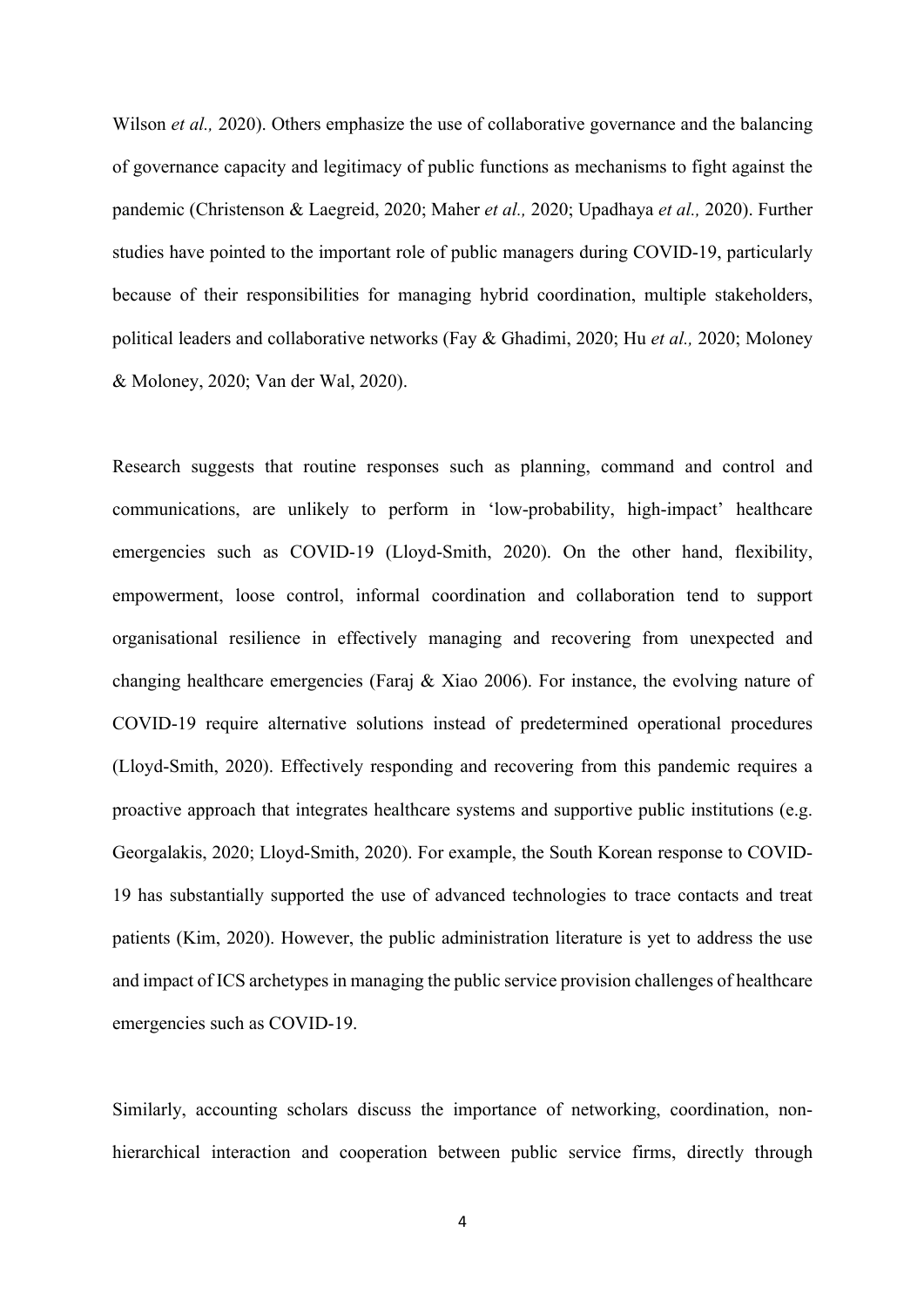Wilson *et al.,* 2020). Others emphasize the use of collaborative governance and the balancing of governance capacity and legitimacy of public functions as mechanisms to fight against the pandemic (Christenson & Laegreid, 2020; Maher *et al.,* 2020; Upadhaya *et al.,* 2020). Further studies have pointed to the important role of public managers during COVID-19, particularly because of their responsibilities for managing hybrid coordination, multiple stakeholders, political leaders and collaborative networks (Fay & Ghadimi, 2020; Hu *et al.,* 2020; Moloney & Moloney, 2020; Van der Wal, 2020).

Research suggests that routine responses such as planning, command and control and communications, are unlikely to perform in 'low-probability, high-impact' healthcare emergencies such as COVID-19 (Lloyd-Smith, 2020). On the other hand, flexibility, empowerment, loose control, informal coordination and collaboration tend to support organisational resilience in effectively managing and recovering from unexpected and changing healthcare emergencies (Faraj & Xiao 2006). For instance, the evolving nature of COVID-19 require alternative solutions instead of predetermined operational procedures (Lloyd-Smith, 2020). Effectively responding and recovering from this pandemic requires a proactive approach that integrates healthcare systems and supportive public institutions (e.g. Georgalakis, 2020; Lloyd-Smith, 2020). For example, the South Korean response to COVID-19 has substantially supported the use of advanced technologies to trace contacts and treat patients (Kim, 2020). However, the public administration literature is yet to address the use and impact of ICS archetypes in managing the public service provision challenges of healthcare emergencies such as COVID-19.

Similarly, accounting scholars discuss the importance of networking, coordination, non-hierarchical interaction and cooperation between public service firms, directly through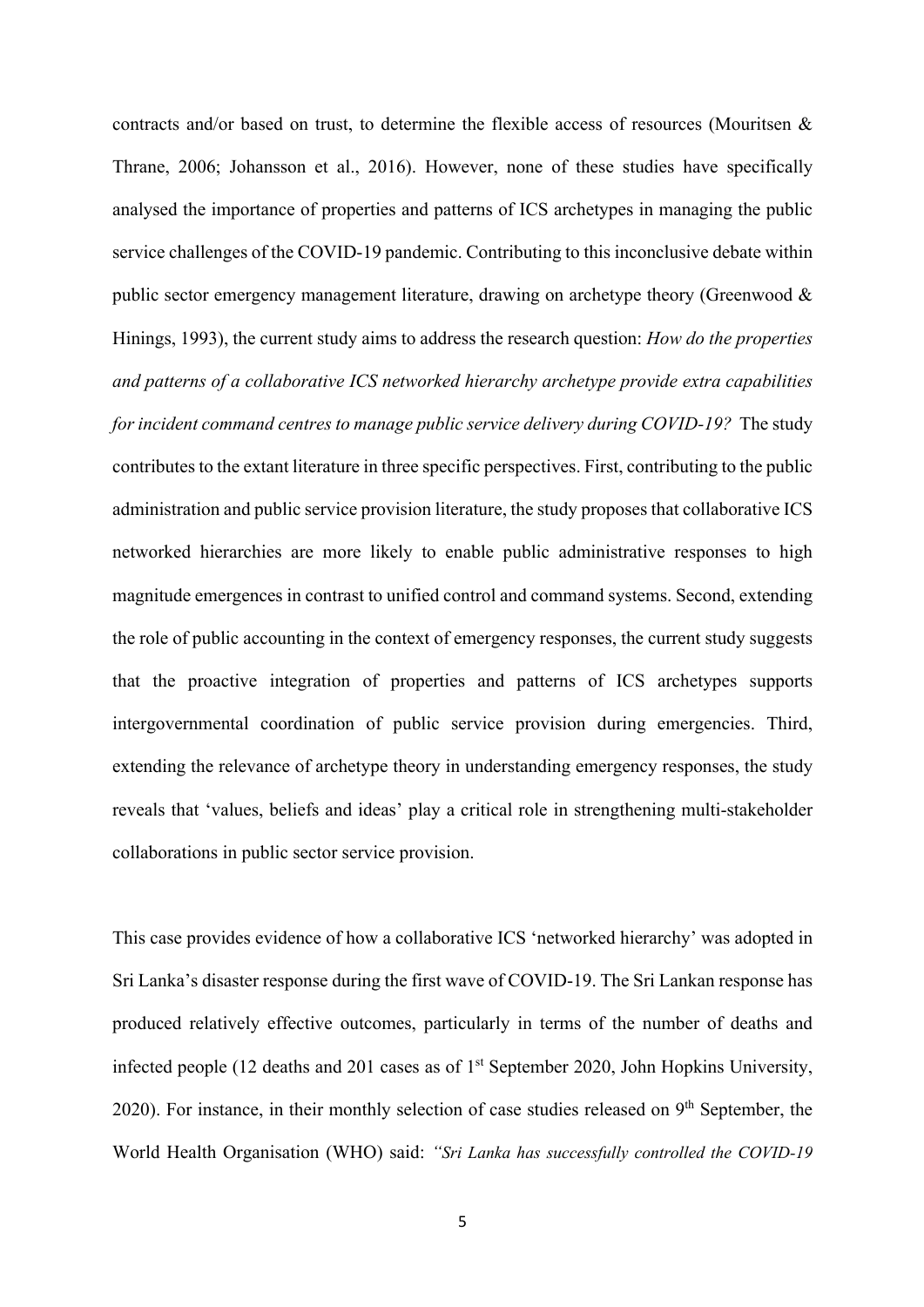contracts and/or based on trust, to determine the flexible access of resources (Mouritsen & Thrane, 2006; Johansson et al., 2016). However, none of these studies have specifically analysed the importance of properties and patterns of ICS archetypes in managing the public service challenges of the COVID-19 pandemic. Contributing to this inconclusive debate within public sector emergency management literature, drawing on archetype theory (Greenwood & Hinings, 1993), the current study aims to address the research question: *How do the properties and patterns of a collaborative ICS networked hierarchy archetype provide extra capabilities for incident command centres to manage public service delivery during COVID-19?* The study contributes to the extant literature in three specific perspectives. First, contributing to the public administration and public service provision literature, the study proposes that collaborative ICS networked hierarchies are more likely to enable public administrative responses to high magnitude emergences in contrast to unified control and command systems. Second, extending the role of public accounting in the context of emergency responses, the current study suggests that the proactive integration of properties and patterns of ICS archetypes supports intergovernmental coordination of public service provision during emergencies. Third, extending the relevance of archetype theory in understanding emergency responses, the study reveals that 'values, beliefs and ideas' play a critical role in strengthening multi-stakeholder collaborations in public sector service provision.

This case provides evidence of how a collaborative ICS 'networked hierarchy' was adopted in Sri Lanka's disaster response during the first wave of COVID-19. The Sri Lankan response has produced relatively effective outcomes, particularly in terms of the number of deaths and infected people (12 deaths and 201 cases as of 1st September 2020, John Hopkins University, 2020). For instance, in their monthly selection of case studies released on 9th September, the World Health Organisation (WHO) said: *"Sri Lanka has successfully controlled the COVID-19*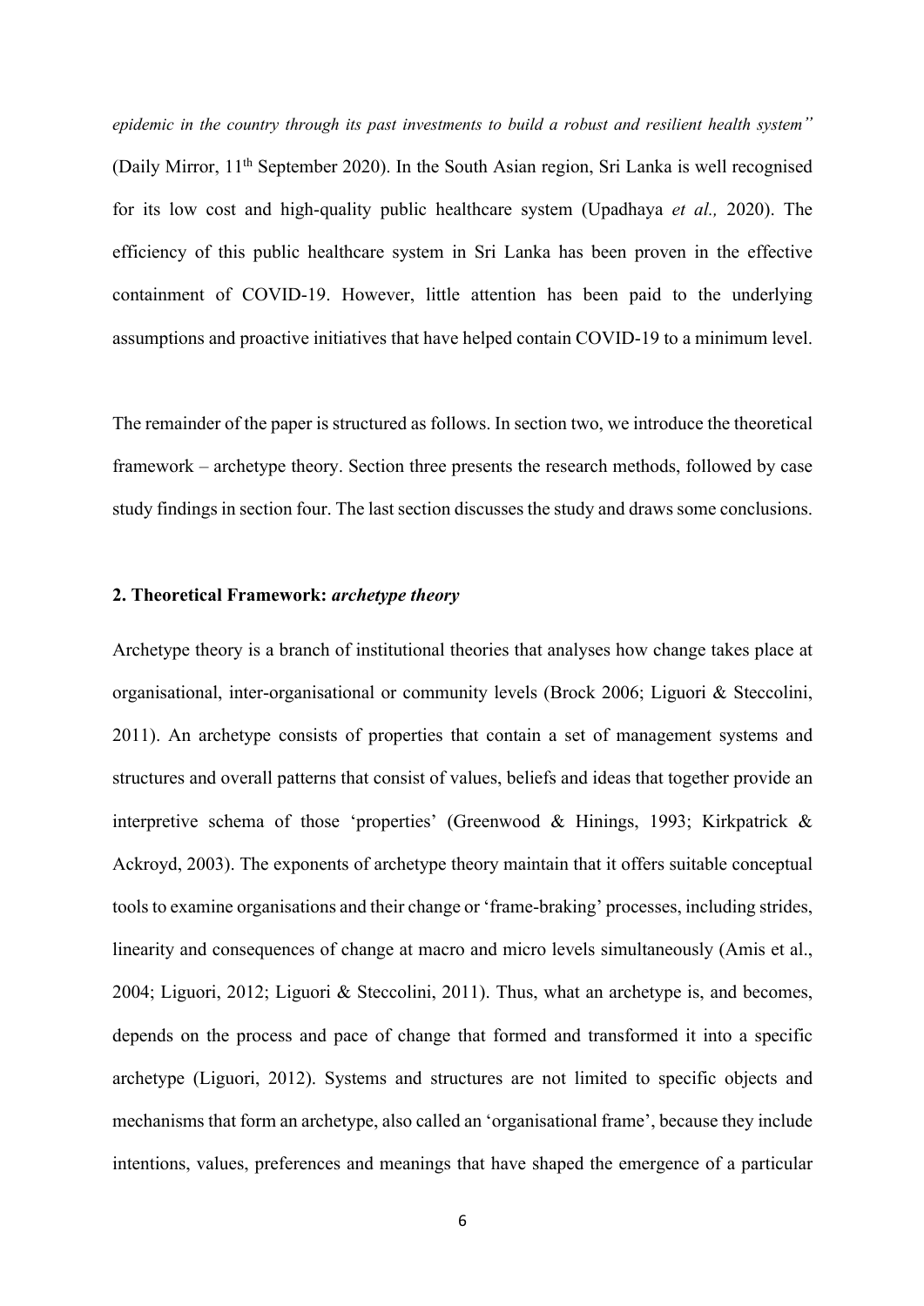*epidemic in the country through its past investments to build a robust and resilient health system"* (Daily Mirror, 11th September 2020). In the South Asian region, Sri Lanka is well recognised for its low cost and high-quality public healthcare system (Upadhaya *et al.,* 2020). The efficiency of this public healthcare system in Sri Lanka has been proven in the effective containment of COVID-19. However, little attention has been paid to the underlying assumptions and proactive initiatives that have helped contain COVID-19 to a minimum level.

The remainder of the paper is structured as follows. In section two, we introduce the theoretical framework – archetype theory. Section three presents the research methods, followed by case study findings in section four. The last section discusses the study and draws some conclusions.

## 2. Theoretical Framework: *archetype theory*

Archetype theory is a branch of institutional theories that analyses how change takes place at organisational, inter-organisational or community levels (Brock 2006; Liguori & Steccolini, 2011). An archetype consists of properties that contain a set of management systems and structures and overall patterns that consist of values, beliefs and ideas that together provide an interpretive schema of those 'properties' (Greenwood & Hinings, 1993; Kirkpatrick & Ackroyd, 2003). The exponents of archetype theory maintain that it offers suitable conceptual tools to examine organisations and their change or 'frame-braking' processes, including strides, linearity and consequences of change at macro and micro levels simultaneously (Amis et al., 2004; Liguori, 2012; Liguori & Steccolini, 2011). Thus, what an archetype is, and becomes, depends on the process and pace of change that formed and transformed it into a specific archetype (Liguori, 2012). Systems and structures are not limited to specific objects and mechanisms that form an archetype, also called an 'organisational frame', because they include intentions, values, preferences and meanings that have shaped the emergence of a particular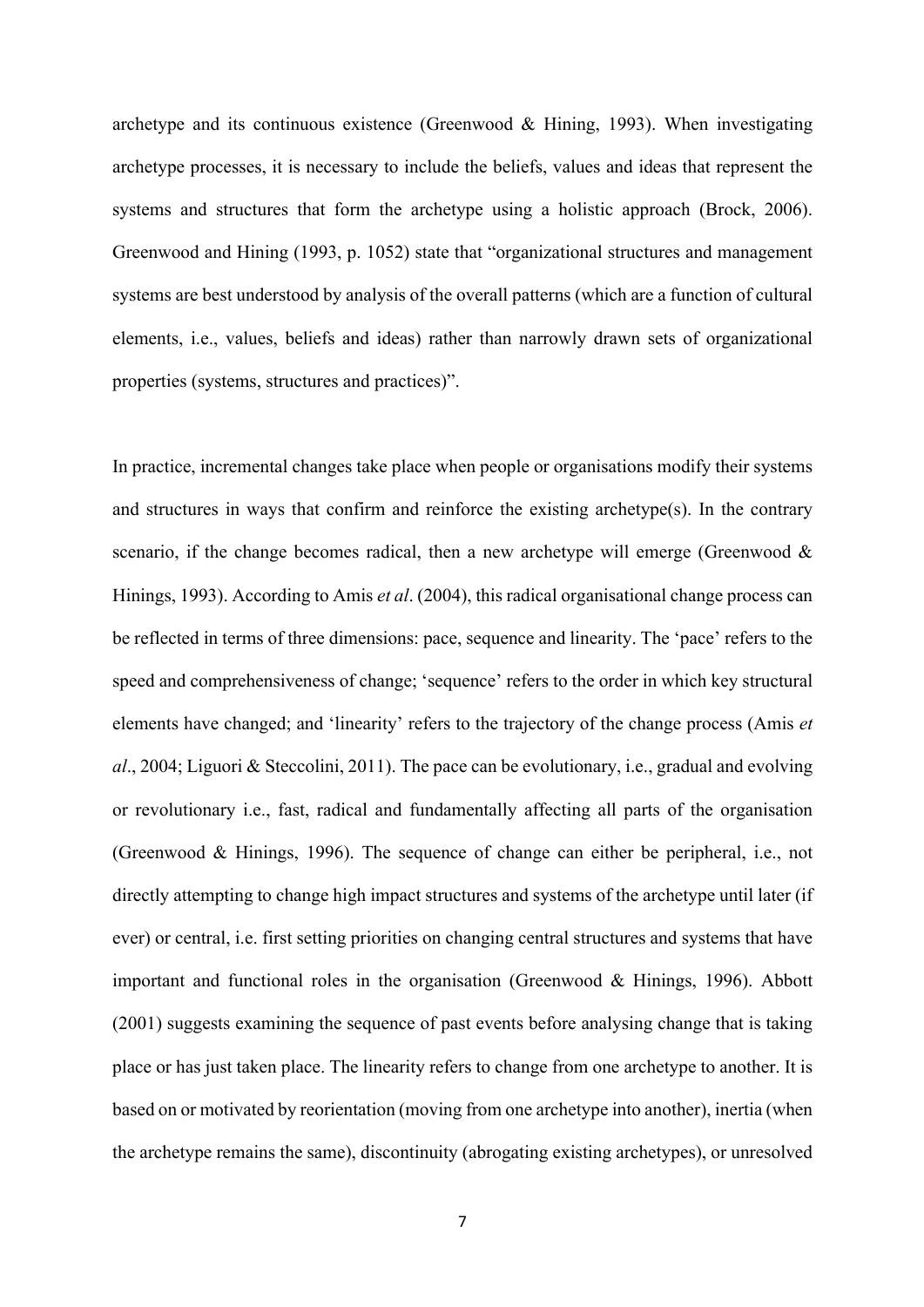archetype and its continuous existence (Greenwood & Hining, 1993). When investigating archetype processes, it is necessary to include the beliefs, values and ideas that represent the systems and structures that form the archetype using a holistic approach (Brock, 2006). Greenwood and Hining (1993, p. 1052) state that "organizational structures and management systems are best understood by analysis of the overall patterns (which are a function of cultural elements, i.e., values, beliefs and ideas) rather than narrowly drawn sets of organizational properties (systems, structures and practices)".

In practice, incremental changes take place when people or organisations modify their systems and structures in ways that confirm and reinforce the existing archetype(s). In the contrary scenario, if the change becomes radical, then a new archetype will emerge (Greenwood & Hinings, 1993). According to Amis *et al*. (2004), this radical organisational change process can be reflected in terms of three dimensions: pace, sequence and linearity. The 'pace' refers to the speed and comprehensiveness of change; 'sequence' refers to the order in which key structural elements have changed; and 'linearity' refers to the trajectory of the change process (Amis *et al*., 2004; Liguori & Steccolini, 2011). The pace can be evolutionary, i.e., gradual and evolving or revolutionary i.e., fast, radical and fundamentally affecting all parts of the organisation (Greenwood & Hinings, 1996). The sequence of change can either be peripheral, i.e., not directly attempting to change high impact structures and systems of the archetype until later (if ever) or central, i.e. first setting priorities on changing central structures and systems that have important and functional roles in the organisation (Greenwood & Hinings, 1996). Abbott (2001) suggests examining the sequence of past events before analysing change that is taking place or has just taken place. The linearity refers to change from one archetype to another. It is based on or motivated by reorientation (moving from one archetype into another), inertia (when the archetype remains the same), discontinuity (abrogating existing archetypes), or unresolved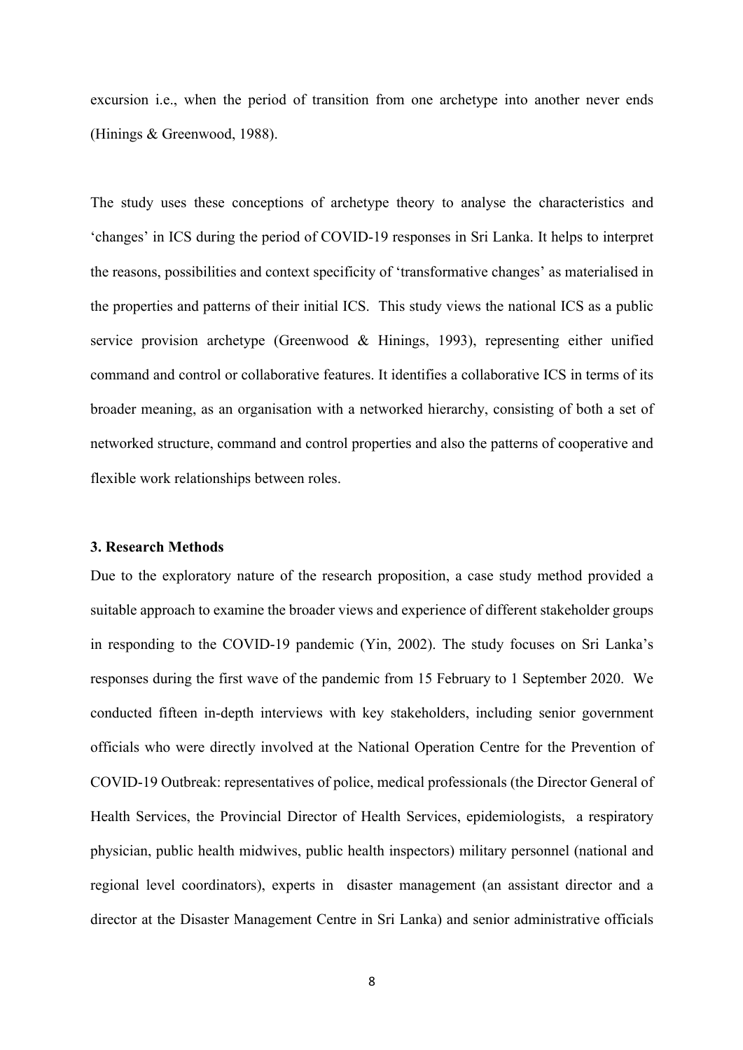excursion i.e., when the period of transition from one archetype into another never ends (Hinings & Greenwood, 1988).

The study uses these conceptions of archetype theory to analyse the characteristics and 'changes' in ICS during the period of COVID-19 responses in Sri Lanka. It helps to interpret the reasons, possibilities and context specificity of 'transformative changes' as materialised in the properties and patterns of their initial ICS. This study views the national ICS as a public service provision archetype (Greenwood & Hinings, 1993), representing either unified command and control or collaborative features. It identifies a collaborative ICS in terms of its broader meaning, as an organisation with a networked hierarchy, consisting of both a set of networked structure, command and control properties and also the patterns of cooperative and flexible work relationships between roles.

## 3. Research Methods

Due to the exploratory nature of the research proposition, a case study method provided a suitable approach to examine the broader views and experience of different stakeholder groups in responding to the COVID-19 pandemic (Yin, 2002). The study focuses on Sri Lanka's responses during the first wave of the pandemic from 15 February to 1 September 2020. We conducted fifteen in-depth interviews with key stakeholders, including senior government officials who were directly involved at the National Operation Centre for the Prevention of COVID-19 Outbreak: representatives of police, medical professionals (the Director General of Health Services, the Provincial Director of Health Services, epidemiologists, a respiratory physician, public health midwives, public health inspectors) military personnel (national and regional level coordinators), experts in disaster management (an assistant director and a director at the Disaster Management Centre in Sri Lanka) and senior administrative officials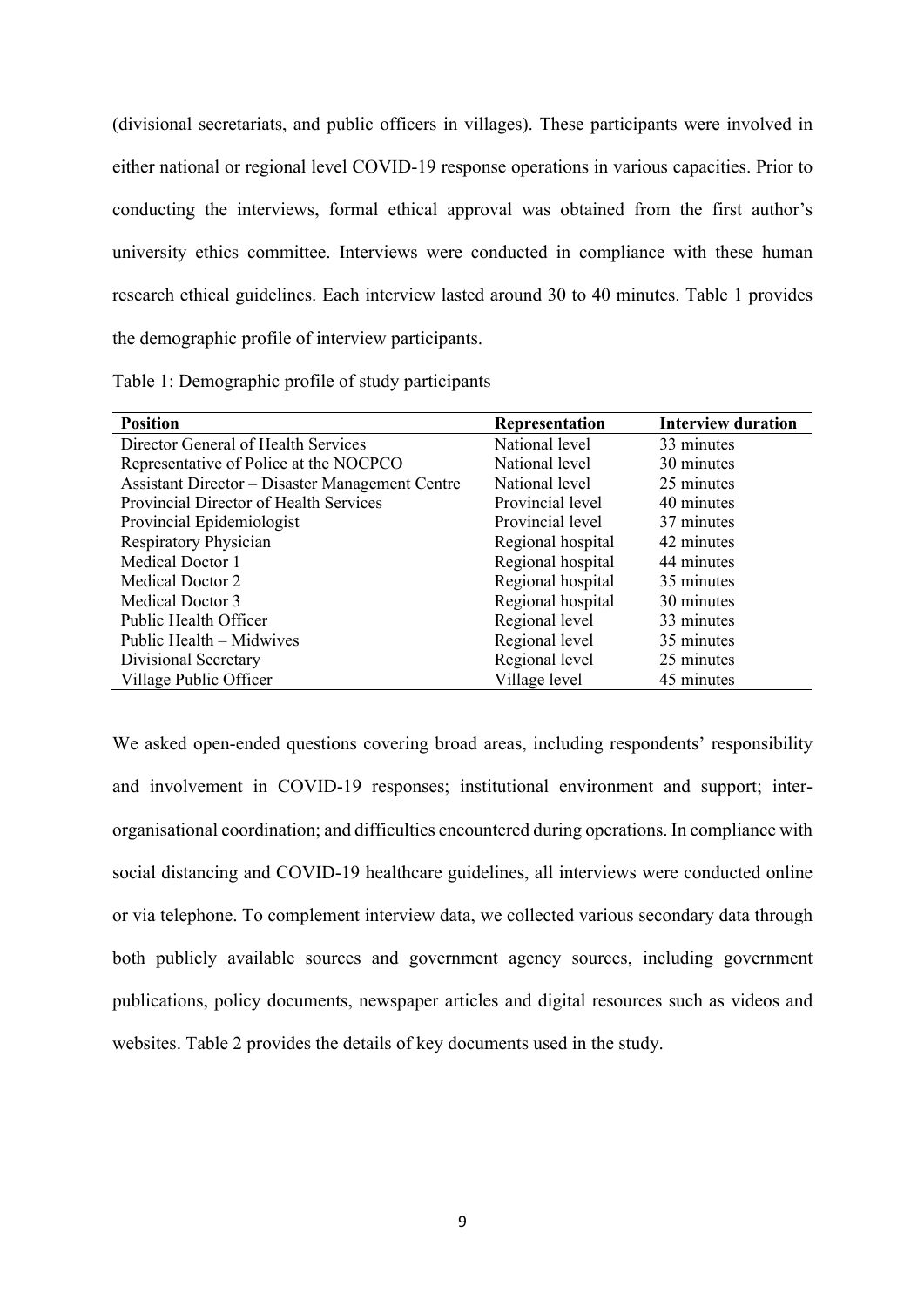(divisional secretariats, and public officers in villages). These participants were involved in either national or regional level COVID-19 response operations in various capacities. Prior to conducting the interviews, formal ethical approval was obtained from the first author's university ethics committee. Interviews were conducted in compliance with these human research ethical guidelines. Each interview lasted around 30 to 40 minutes. Table 1 provides the demographic profile of interview participants.

Table 1: Demographic profile of study participants

| Position | Representation | Interview duration |
|---|---|---|
| Director General of Health Services | National level | 33 minutes |
| Representative of Police at the NOCPCO | National level | 30 minutes |
| Assistant Director – Disaster Management Centre | National level | 25 minutes |
| Provincial Director of Health Services | Provincial level | 40 minutes |
| Provincial Epidemiologist | Provincial level | 37 minutes |
| Respiratory Physician | Regional hospital | 42 minutes |
| Medical Doctor 1 | Regional hospital | 44 minutes |
| Medical Doctor 2 | Regional hospital | 35 minutes |
| Medical Doctor 3 | Regional hospital | 30 minutes |
| Public Health Officer | Regional level | 33 minutes |
| Public Health – Midwives | Regional level | 35 minutes |
| Divisional Secretary | Regional level | 25 minutes |
| Village Public Officer | Village level | 45 minutes |

We asked open-ended questions covering broad areas, including respondents' responsibility and involvement in COVID-19 responses; institutional environment and support; inter-organisational coordination; and difficulties encountered during operations. In compliance with social distancing and COVID-19 healthcare guidelines, all interviews were conducted online or via telephone. To complement interview data, we collected various secondary data through both publicly available sources and government agency sources, including government publications, policy documents, newspaper articles and digital resources such as videos and websites. Table 2 provides the details of key documents used in the study.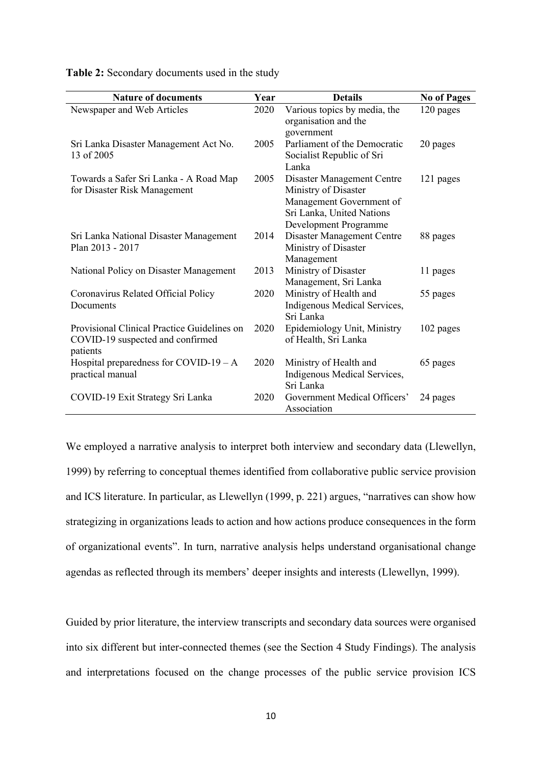**Table 2:** Secondary documents used in the study

| Nature of documents | Year | Details | No of Pages |
|---|---|---|---|
| Newspaper and Web Articles | 2020 | Various topics by media, the organisation and the government | 120 pages |
| Sri Lanka Disaster Management Act No. 13 of 2005 | 2005 | Parliament of the Democratic Socialist Republic of Sri Lanka | 20 pages |
| Towards a Safer Sri Lanka - A Road Map for Disaster Risk Management | 2005 | Disaster Management Centre Ministry of Disaster Management Government of Sri Lanka, United Nations Development Programme | 121 pages |
| Sri Lanka National Disaster Management Plan 2013 - 2017 | 2014 | Disaster Management Centre Ministry of Disaster Management | 88 pages |
| National Policy on Disaster Management | 2013 | Ministry of Disaster Management, Sri Lanka | 11 pages |
| Coronavirus Related Official Policy Documents | 2020 | Ministry of Health and Indigenous Medical Services, Sri Lanka | 55 pages |
| Provisional Clinical Practice Guidelines on COVID-19 suspected and confirmed patients | 2020 | Epidemiology Unit, Ministry of Health, Sri Lanka | 102 pages |
| Hospital preparedness for COVID-19 – A practical manual | 2020 | Ministry of Health and Indigenous Medical Services, Sri Lanka | 65 pages |
| COVID-19 Exit Strategy Sri Lanka | 2020 | Government Medical Officers' Association | 24 pages |

We employed a narrative analysis to interpret both interview and secondary data (Llewellyn, 1999) by referring to conceptual themes identified from collaborative public service provision and ICS literature. In particular, as Llewellyn (1999, p. 221) argues, "narratives can show how strategizing in organizations leads to action and how actions produce consequences in the form of organizational events". In turn, narrative analysis helps understand organisational change agendas as reflected through its members' deeper insights and interests (Llewellyn, 1999).

Guided by prior literature, the interview transcripts and secondary data sources were organised into six different but inter-connected themes (see the Section 4 Study Findings). The analysis and interpretations focused on the change processes of the public service provision ICS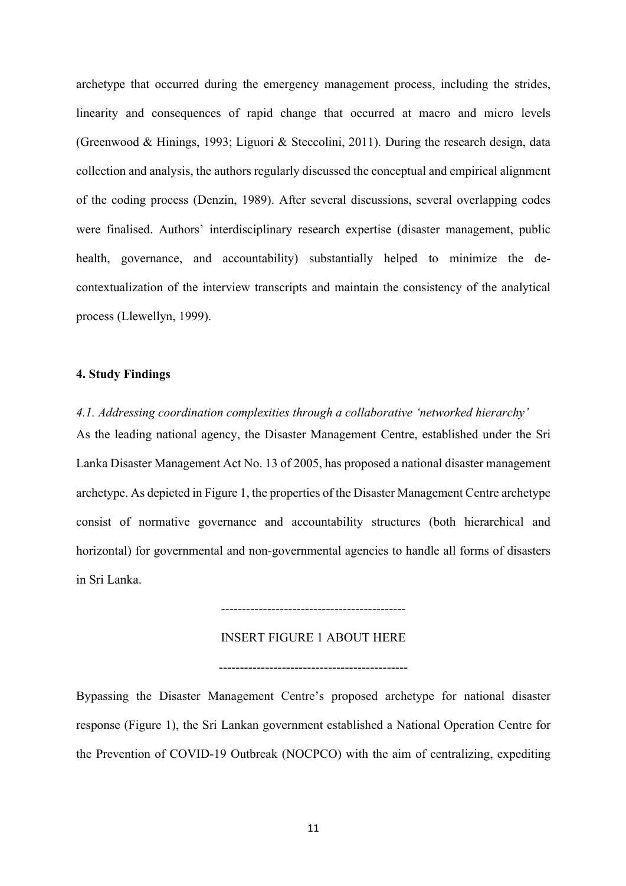archetype that occurred during the emergency management process, including the strides, linearity and consequences of rapid change that occurred at macro and micro levels (Greenwood & Hinings, 1993; Liguori & Steccolini, 2011). During the research design, data collection and analysis, the authors regularly discussed the conceptual and empirical alignment of the coding process (Denzin, 1989). After several discussions, several overlapping codes were finalised. Authors' interdisciplinary research expertise (disaster management, public health, governance, and accountability) substantially helped to minimize the de-contextualization of the interview transcripts and maintain the consistency of the analytical process (Llewellyn, 1999).

## 4. Study Findings

### *4.1. Addressing coordination complexities through a collaborative 'networked hierarchy'*

As the leading national agency, the Disaster Management Centre, established under the Sri Lanka Disaster Management Act No. 13 of 2005, has proposed a national disaster management archetype. As depicted in Figure 1, the properties of the Disaster Management Centre archetype consist of normative governance and accountability structures (both hierarchical and horizontal) for governmental and non-governmental agencies to handle all forms of disasters in Sri Lanka.

--------------------------------------------

INSERT FIGURE 1 ABOUT HERE

--------------------------------------------

Bypassing the Disaster Management Centre's proposed archetype for national disaster response (Figure 1), the Sri Lankan government established a National Operation Centre for the Prevention of COVID-19 Outbreak (NOCPCO) with the aim of centralizing, expediting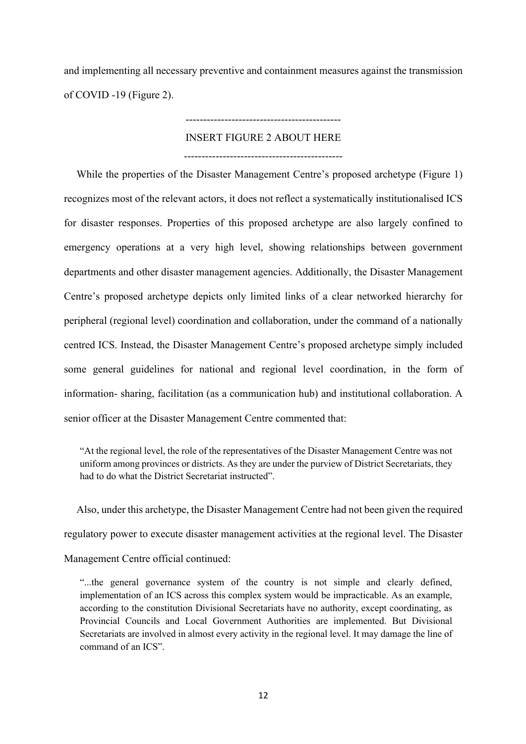and implementing all necessary preventive and containment measures against the transmission of COVID -19 (Figure 2).

--------------------------------------------

INSERT FIGURE 2 ABOUT HERE

---------------------------------------------

While the properties of the Disaster Management Centre's proposed archetype (Figure 1) recognizes most of the relevant actors, it does not reflect a systematically institutionalised ICS for disaster responses. Properties of this proposed archetype are also largely confined to emergency operations at a very high level, showing relationships between government departments and other disaster management agencies. Additionally, the Disaster Management Centre's proposed archetype depicts only limited links of a clear networked hierarchy for peripheral (regional level) coordination and collaboration, under the command of a nationally centred ICS. Instead, the Disaster Management Centre's proposed archetype simply included some general guidelines for national and regional level coordination, in the form of information- sharing, facilitation (as a communication hub) and institutional collaboration. A senior officer at the Disaster Management Centre commented that:

> "At the regional level, the role of the representatives of the Disaster Management Centre was not uniform among provinces or districts. As they are under the purview of District Secretariats, they had to do what the District Secretariat instructed".

Also, under this archetype, the Disaster Management Centre had not been given the required regulatory power to execute disaster management activities at the regional level. The Disaster Management Centre official continued:

> "...the general governance system of the country is not simple and clearly defined, implementation of an ICS across this complex system would be impracticable. As an example, according to the constitution Divisional Secretariats have no authority, except coordinating, as Provincial Councils and Local Government Authorities are implemented. But Divisional Secretariats are involved in almost every activity in the regional level. It may damage the line of command of an ICS".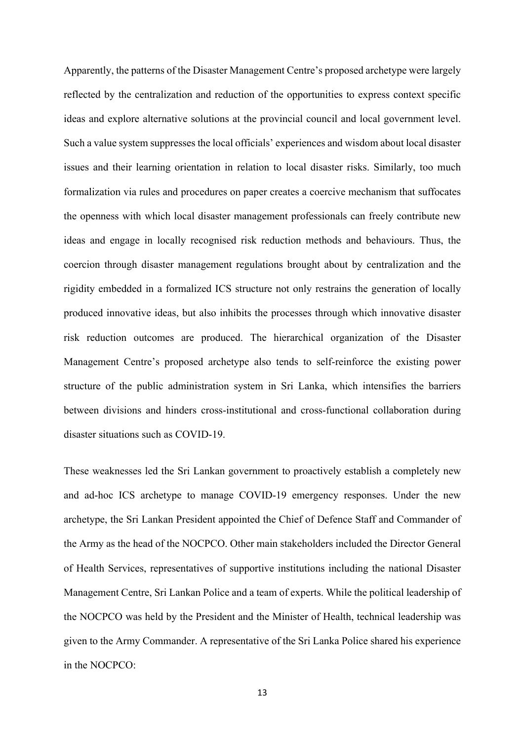Apparently, the patterns of the Disaster Management Centre's proposed archetype were largely reflected by the centralization and reduction of the opportunities to express context specific ideas and explore alternative solutions at the provincial council and local government level. Such a value system suppresses the local officials' experiences and wisdom about local disaster issues and their learning orientation in relation to local disaster risks. Similarly, too much formalization via rules and procedures on paper creates a coercive mechanism that suffocates the openness with which local disaster management professionals can freely contribute new ideas and engage in locally recognised risk reduction methods and behaviours. Thus, the coercion through disaster management regulations brought about by centralization and the rigidity embedded in a formalized ICS structure not only restrains the generation of locally produced innovative ideas, but also inhibits the processes through which innovative disaster risk reduction outcomes are produced. The hierarchical organization of the Disaster Management Centre's proposed archetype also tends to self-reinforce the existing power structure of the public administration system in Sri Lanka, which intensifies the barriers between divisions and hinders cross-institutional and cross-functional collaboration during disaster situations such as COVID-19.

These weaknesses led the Sri Lankan government to proactively establish a completely new and ad-hoc ICS archetype to manage COVID-19 emergency responses. Under the new archetype, the Sri Lankan President appointed the Chief of Defence Staff and Commander of the Army as the head of the NOCPCO. Other main stakeholders included the Director General of Health Services, representatives of supportive institutions including the national Disaster Management Centre, Sri Lankan Police and a team of experts. While the political leadership of the NOCPCO was held by the President and the Minister of Health, technical leadership was given to the Army Commander. A representative of the Sri Lanka Police shared his experience in the NOCPCO: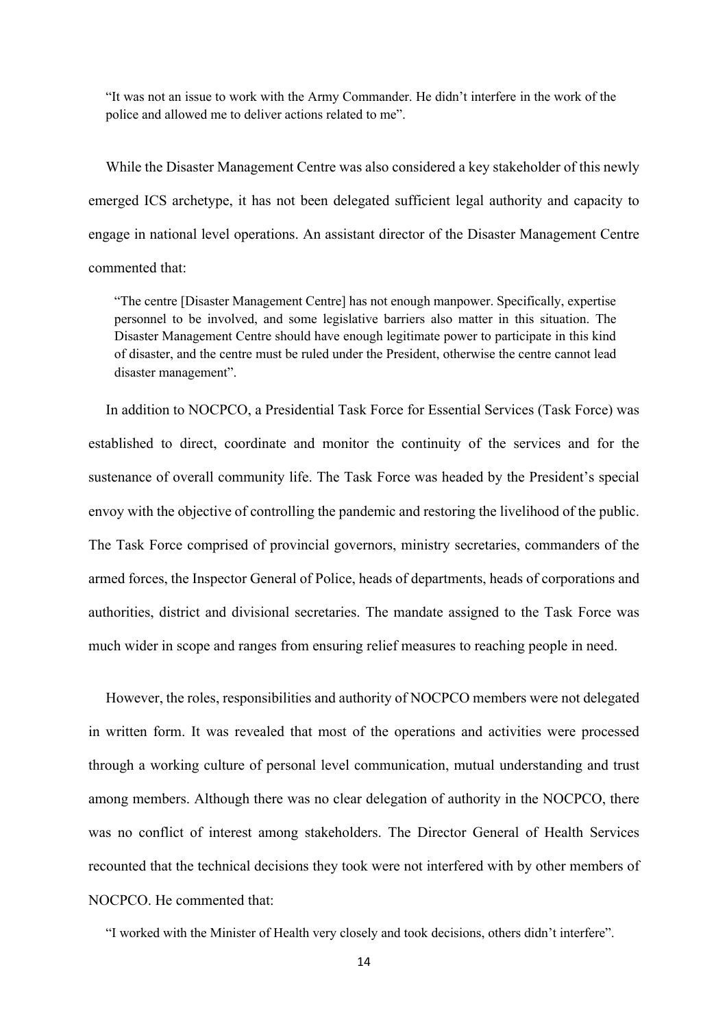> "It was not an issue to work with the Army Commander. He didn't interfere in the work of the police and allowed me to deliver actions related to me".

While the Disaster Management Centre was also considered a key stakeholder of this newly emerged ICS archetype, it has not been delegated sufficient legal authority and capacity to engage in national level operations. An assistant director of the Disaster Management Centre commented that:

> "The centre [Disaster Management Centre] has not enough manpower. Specifically, expertise personnel to be involved, and some legislative barriers also matter in this situation. The Disaster Management Centre should have enough legitimate power to participate in this kind of disaster, and the centre must be ruled under the President, otherwise the centre cannot lead disaster management".

In addition to NOCPCO, a Presidential Task Force for Essential Services (Task Force) was established to direct, coordinate and monitor the continuity of the services and for the sustenance of overall community life. The Task Force was headed by the President's special envoy with the objective of controlling the pandemic and restoring the livelihood of the public. The Task Force comprised of provincial governors, ministry secretaries, commanders of the armed forces, the Inspector General of Police, heads of departments, heads of corporations and authorities, district and divisional secretaries. The mandate assigned to the Task Force was much wider in scope and ranges from ensuring relief measures to reaching people in need.

However, the roles, responsibilities and authority of NOCPCO members were not delegated in written form. It was revealed that most of the operations and activities were processed through a working culture of personal level communication, mutual understanding and trust among members. Although there was no clear delegation of authority in the NOCPCO, there was no conflict of interest among stakeholders. The Director General of Health Services recounted that the technical decisions they took were not interfered with by other members of NOCPCO. He commented that:

> "I worked with the Minister of Health very closely and took decisions, others didn't interfere".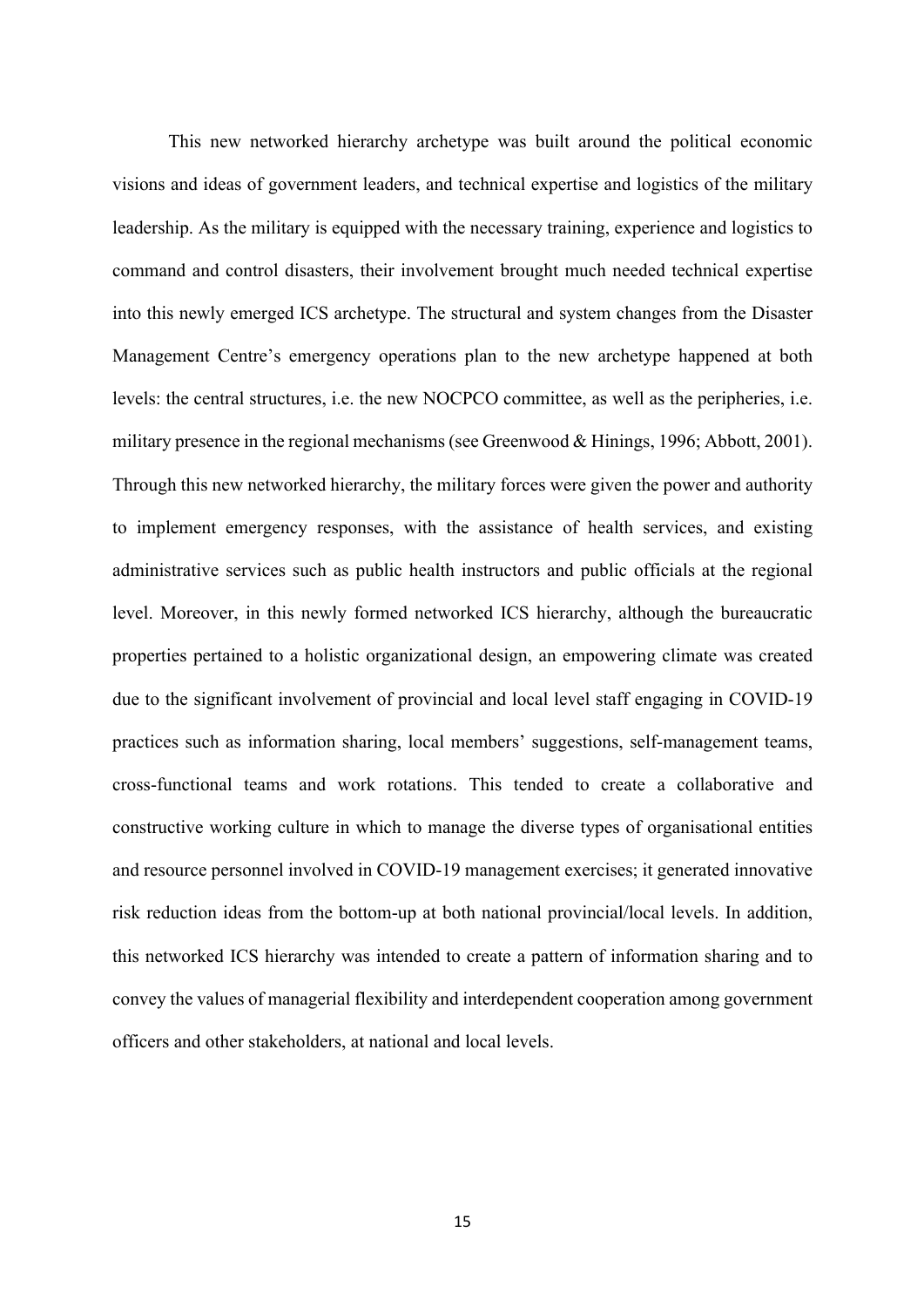This new networked hierarchy archetype was built around the political economic visions and ideas of government leaders, and technical expertise and logistics of the military leadership. As the military is equipped with the necessary training, experience and logistics to command and control disasters, their involvement brought much needed technical expertise into this newly emerged ICS archetype. The structural and system changes from the Disaster Management Centre's emergency operations plan to the new archetype happened at both levels: the central structures, i.e. the new NOCPCO committee, as well as the peripheries, i.e. military presence in the regional mechanisms (see Greenwood & Hinings, 1996; Abbott, 2001). Through this new networked hierarchy, the military forces were given the power and authority to implement emergency responses, with the assistance of health services, and existing administrative services such as public health instructors and public officials at the regional level. Moreover, in this newly formed networked ICS hierarchy, although the bureaucratic properties pertained to a holistic organizational design, an empowering climate was created due to the significant involvement of provincial and local level staff engaging in COVID-19 practices such as information sharing, local members' suggestions, self-management teams, cross-functional teams and work rotations. This tended to create a collaborative and constructive working culture in which to manage the diverse types of organisational entities and resource personnel involved in COVID-19 management exercises; it generated innovative risk reduction ideas from the bottom-up at both national provincial/local levels. In addition, this networked ICS hierarchy was intended to create a pattern of information sharing and to convey the values of managerial flexibility and interdependent cooperation among government officers and other stakeholders, at national and local levels.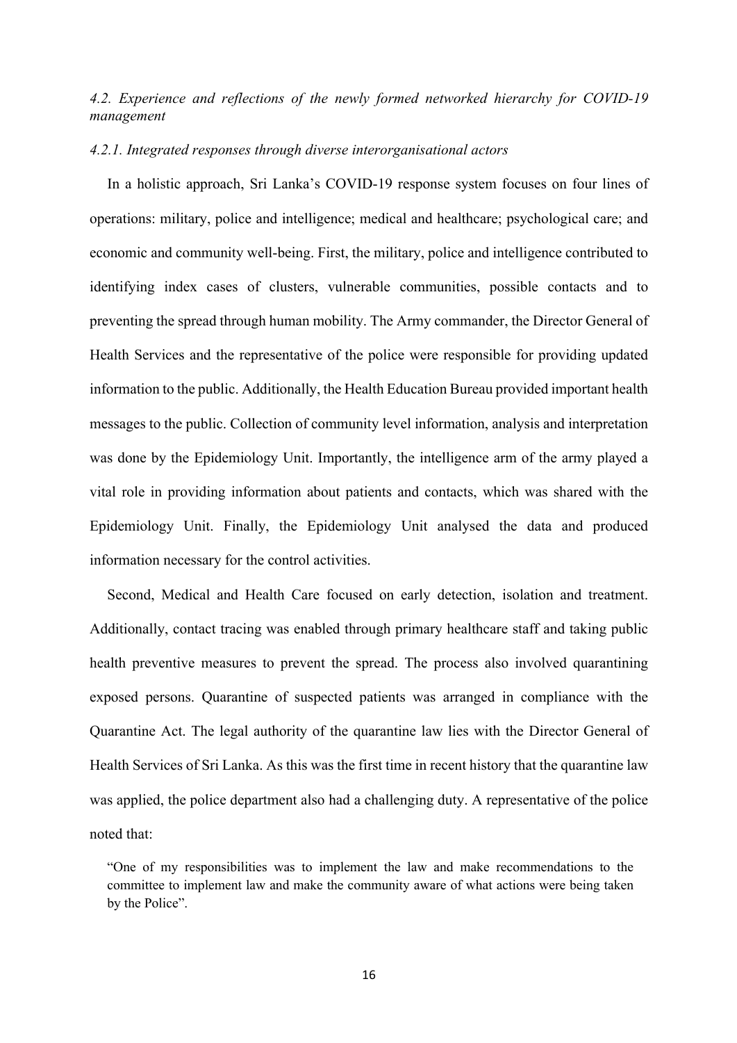### *4.2. Experience and reflections of the newly formed networked hierarchy for COVID-19 management*

#### *4.2.1. Integrated responses through diverse interorganisational actors*

In a holistic approach, Sri Lanka's COVID-19 response system focuses on four lines of operations: military, police and intelligence; medical and healthcare; psychological care; and economic and community well-being. First, the military, police and intelligence contributed to identifying index cases of clusters, vulnerable communities, possible contacts and to preventing the spread through human mobility. The Army commander, the Director General of Health Services and the representative of the police were responsible for providing updated information to the public. Additionally, the Health Education Bureau provided important health messages to the public. Collection of community level information, analysis and interpretation was done by the Epidemiology Unit. Importantly, the intelligence arm of the army played a vital role in providing information about patients and contacts, which was shared with the Epidemiology Unit. Finally, the Epidemiology Unit analysed the data and produced information necessary for the control activities.

Second, Medical and Health Care focused on early detection, isolation and treatment. Additionally, contact tracing was enabled through primary healthcare staff and taking public health preventive measures to prevent the spread. The process also involved quarantining exposed persons. Quarantine of suspected patients was arranged in compliance with the Quarantine Act. The legal authority of the quarantine law lies with the Director General of Health Services of Sri Lanka. As this was the first time in recent history that the quarantine law was applied, the police department also had a challenging duty. A representative of the police noted that:

> "One of my responsibilities was to implement the law and make recommendations to the committee to implement law and make the community aware of what actions were being taken by the Police".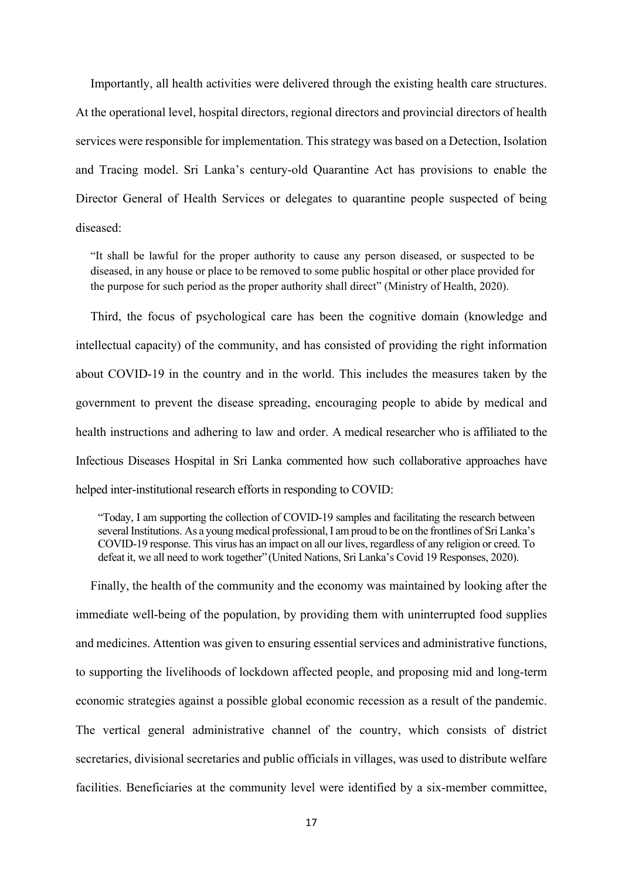Importantly, all health activities were delivered through the existing health care structures. At the operational level, hospital directors, regional directors and provincial directors of health services were responsible for implementation. This strategy was based on a Detection, Isolation and Tracing model. Sri Lanka's century-old Quarantine Act has provisions to enable the Director General of Health Services or delegates to quarantine people suspected of being diseased:

> "It shall be lawful for the proper authority to cause any person diseased, or suspected to be diseased, in any house or place to be removed to some public hospital or other place provided for the purpose for such period as the proper authority shall direct" (Ministry of Health, 2020).

Third, the focus of psychological care has been the cognitive domain (knowledge and intellectual capacity) of the community, and has consisted of providing the right information about COVID-19 in the country and in the world. This includes the measures taken by the government to prevent the disease spreading, encouraging people to abide by medical and health instructions and adhering to law and order. A medical researcher who is affiliated to the Infectious Diseases Hospital in Sri Lanka commented how such collaborative approaches have helped inter-institutional research efforts in responding to COVID:

> "Today, I am supporting the collection of COVID-19 samples and facilitating the research between several Institutions. As a young medical professional, I am proud to be on the frontlines of Sri Lanka's COVID-19 response. This virus has an impact on all our lives, regardless of any religion or creed. To defeat it, we all need to work together" (United Nations, Sri Lanka's Covid 19 Responses, 2020).

Finally, the health of the community and the economy was maintained by looking after the immediate well-being of the population, by providing them with uninterrupted food supplies and medicines. Attention was given to ensuring essential services and administrative functions, to supporting the livelihoods of lockdown affected people, and proposing mid and long-term economic strategies against a possible global economic recession as a result of the pandemic. The vertical general administrative channel of the country, which consists of district secretaries, divisional secretaries and public officials in villages, was used to distribute welfare facilities. Beneficiaries at the community level were identified by a six-member committee,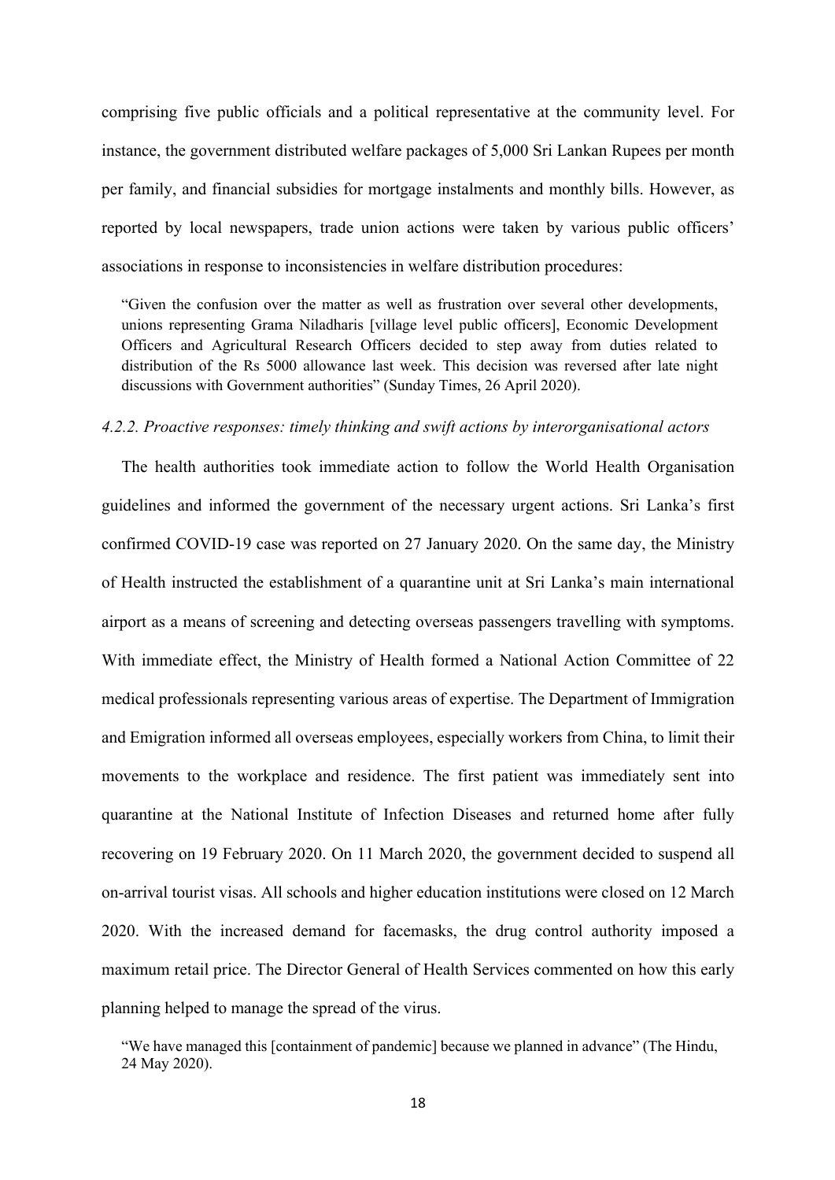comprising five public officials and a political representative at the community level. For instance, the government distributed welfare packages of 5,000 Sri Lankan Rupees per month per family, and financial subsidies for mortgage instalments and monthly bills. However, as reported by local newspapers, trade union actions were taken by various public officers' associations in response to inconsistencies in welfare distribution procedures:

> "Given the confusion over the matter as well as frustration over several other developments, unions representing Grama Niladharis [village level public officers], Economic Development Officers and Agricultural Research Officers decided to step away from duties related to distribution of the Rs 5000 allowance last week. This decision was reversed after late night discussions with Government authorities" (Sunday Times, 26 April 2020).

#### *4.2.2. Proactive responses: timely thinking and swift actions by interorganisational actors*

The health authorities took immediate action to follow the World Health Organisation guidelines and informed the government of the necessary urgent actions. Sri Lanka's first confirmed COVID-19 case was reported on 27 January 2020. On the same day, the Ministry of Health instructed the establishment of a quarantine unit at Sri Lanka's main international airport as a means of screening and detecting overseas passengers travelling with symptoms. With immediate effect, the Ministry of Health formed a National Action Committee of 22 medical professionals representing various areas of expertise. The Department of Immigration and Emigration informed all overseas employees, especially workers from China, to limit their movements to the workplace and residence. The first patient was immediately sent into quarantine at the National Institute of Infection Diseases and returned home after fully recovering on 19 February 2020. On 11 March 2020, the government decided to suspend all on-arrival tourist visas. All schools and higher education institutions were closed on 12 March 2020. With the increased demand for facemasks, the drug control authority imposed a maximum retail price. The Director General of Health Services commented on how this early planning helped to manage the spread of the virus.

> "We have managed this [containment of pandemic] because we planned in advance" (The Hindu, 24 May 2020).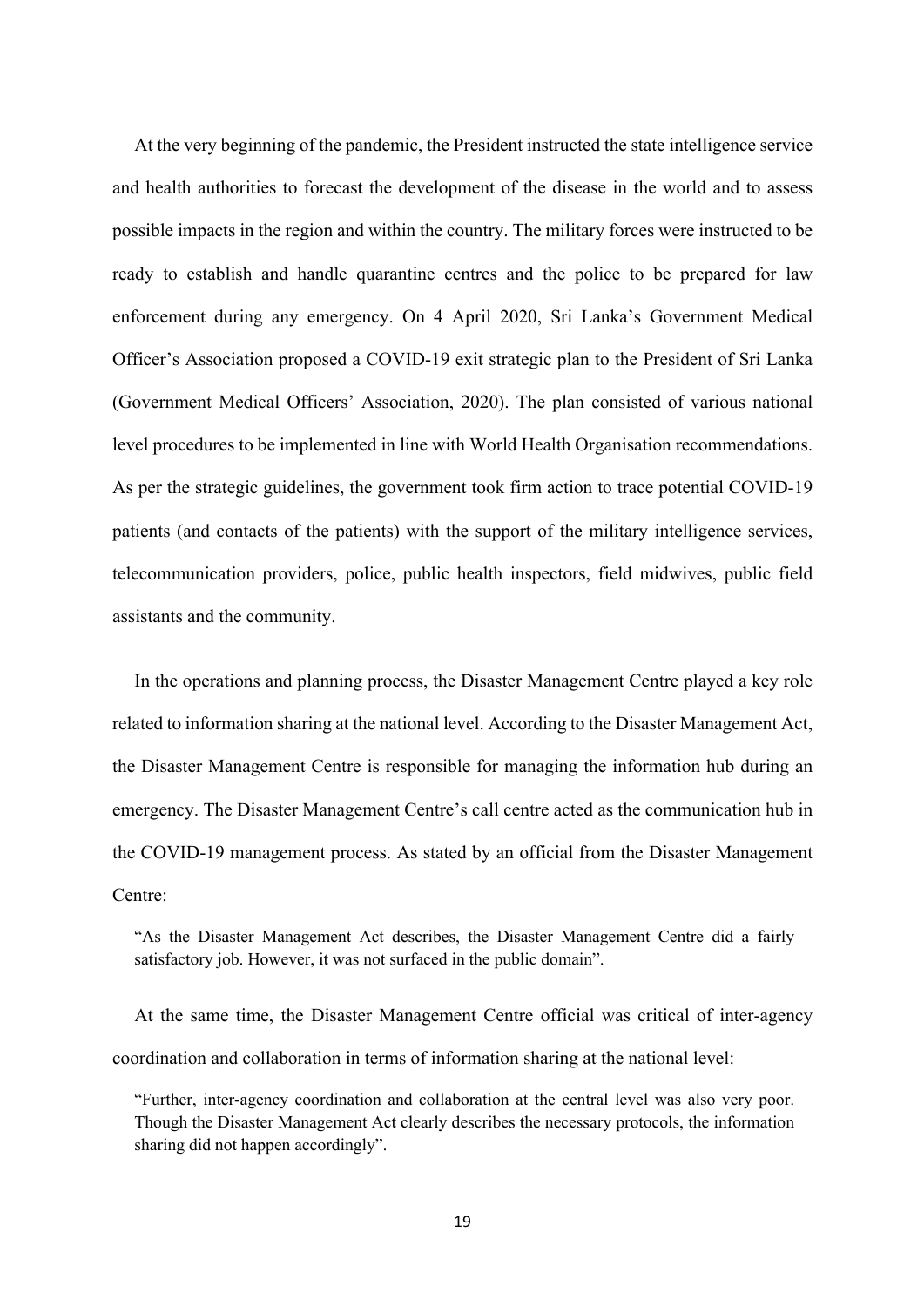At the very beginning of the pandemic, the President instructed the state intelligence service and health authorities to forecast the development of the disease in the world and to assess possible impacts in the region and within the country. The military forces were instructed to be ready to establish and handle quarantine centres and the police to be prepared for law enforcement during any emergency. On 4 April 2020, Sri Lanka's Government Medical Officer's Association proposed a COVID-19 exit strategic plan to the President of Sri Lanka (Government Medical Officers' Association, 2020). The plan consisted of various national level procedures to be implemented in line with World Health Organisation recommendations. As per the strategic guidelines, the government took firm action to trace potential COVID-19 patients (and contacts of the patients) with the support of the military intelligence services, telecommunication providers, police, public health inspectors, field midwives, public field assistants and the community.

In the operations and planning process, the Disaster Management Centre played a key role related to information sharing at the national level. According to the Disaster Management Act, the Disaster Management Centre is responsible for managing the information hub during an emergency. The Disaster Management Centre's call centre acted as the communication hub in the COVID-19 management process. As stated by an official from the Disaster Management Centre:

> "As the Disaster Management Act describes, the Disaster Management Centre did a fairly satisfactory job. However, it was not surfaced in the public domain".

At the same time, the Disaster Management Centre official was critical of inter-agency coordination and collaboration in terms of information sharing at the national level:

> "Further, inter-agency coordination and collaboration at the central level was also very poor. Though the Disaster Management Act clearly describes the necessary protocols, the information sharing did not happen accordingly".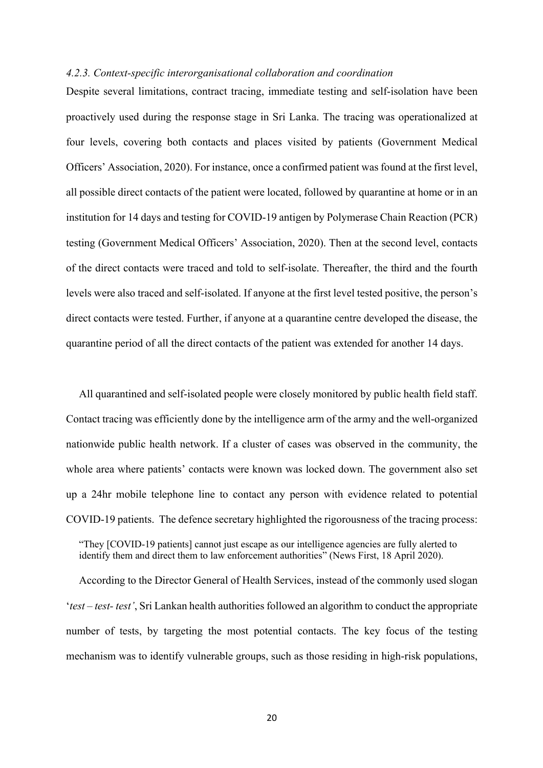#### *4.2.3. Context-specific interorganisational collaboration and coordination*

Despite several limitations, contract tracing, immediate testing and self-isolation have been proactively used during the response stage in Sri Lanka. The tracing was operationalized at four levels, covering both contacts and places visited by patients (Government Medical Officers' Association, 2020). For instance, once a confirmed patient was found at the first level, all possible direct contacts of the patient were located, followed by quarantine at home or in an institution for 14 days and testing for COVID-19 antigen by Polymerase Chain Reaction (PCR) testing (Government Medical Officers' Association, 2020). Then at the second level, contacts of the direct contacts were traced and told to self-isolate. Thereafter, the third and the fourth levels were also traced and self-isolated. If anyone at the first level tested positive, the person's direct contacts were tested. Further, if anyone at a quarantine centre developed the disease, the quarantine period of all the direct contacts of the patient was extended for another 14 days.

All quarantined and self-isolated people were closely monitored by public health field staff. Contact tracing was efficiently done by the intelligence arm of the army and the well-organized nationwide public health network. If a cluster of cases was observed in the community, the whole area where patients' contacts were known was locked down. The government also set up a 24hr mobile telephone line to contact any person with evidence related to potential COVID-19 patients. The defence secretary highlighted the rigorousness of the tracing process:

> "They [COVID-19 patients] cannot just escape as our intelligence agencies are fully alerted to identify them and direct them to law enforcement authorities" (News First, 18 April 2020).

According to the Director General of Health Services, instead of the commonly used slogan '*test – test- test'*, Sri Lankan health authorities followed an algorithm to conduct the appropriate number of tests, by targeting the most potential contacts. The key focus of the testing mechanism was to identify vulnerable groups, such as those residing in high-risk populations,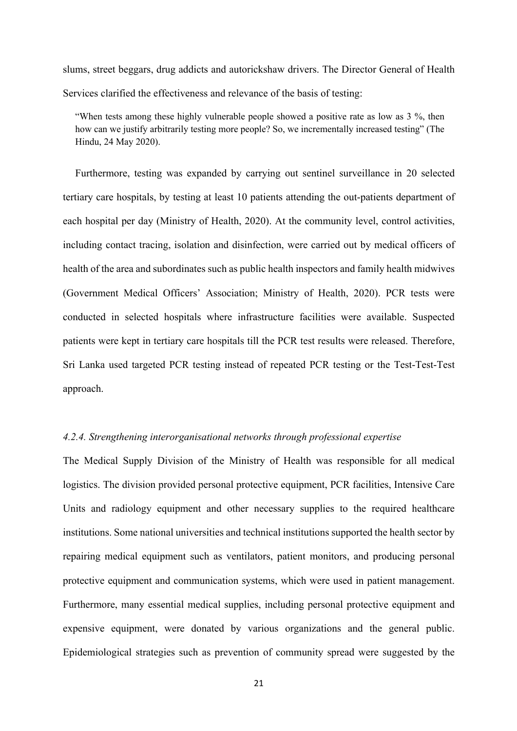slums, street beggars, drug addicts and autorickshaw drivers. The Director General of Health Services clarified the effectiveness and relevance of the basis of testing:

> "When tests among these highly vulnerable people showed a positive rate as low as 3 %, then how can we justify arbitrarily testing more people? So, we incrementally increased testing" (The Hindu, 24 May 2020).

Furthermore, testing was expanded by carrying out sentinel surveillance in 20 selected tertiary care hospitals, by testing at least 10 patients attending the out-patients department of each hospital per day (Ministry of Health, 2020). At the community level, control activities, including contact tracing, isolation and disinfection, were carried out by medical officers of health of the area and subordinates such as public health inspectors and family health midwives (Government Medical Officers' Association; Ministry of Health, 2020). PCR tests were conducted in selected hospitals where infrastructure facilities were available. Suspected patients were kept in tertiary care hospitals till the PCR test results were released. Therefore, Sri Lanka used targeted PCR testing instead of repeated PCR testing or the Test-Test-Test approach.

#### *4.2.4. Strengthening interorganisational networks through professional expertise*

The Medical Supply Division of the Ministry of Health was responsible for all medical logistics. The division provided personal protective equipment, PCR facilities, Intensive Care Units and radiology equipment and other necessary supplies to the required healthcare institutions. Some national universities and technical institutions supported the health sector by repairing medical equipment such as ventilators, patient monitors, and producing personal protective equipment and communication systems, which were used in patient management. Furthermore, many essential medical supplies, including personal protective equipment and expensive equipment, were donated by various organizations and the general public. Epidemiological strategies such as prevention of community spread were suggested by the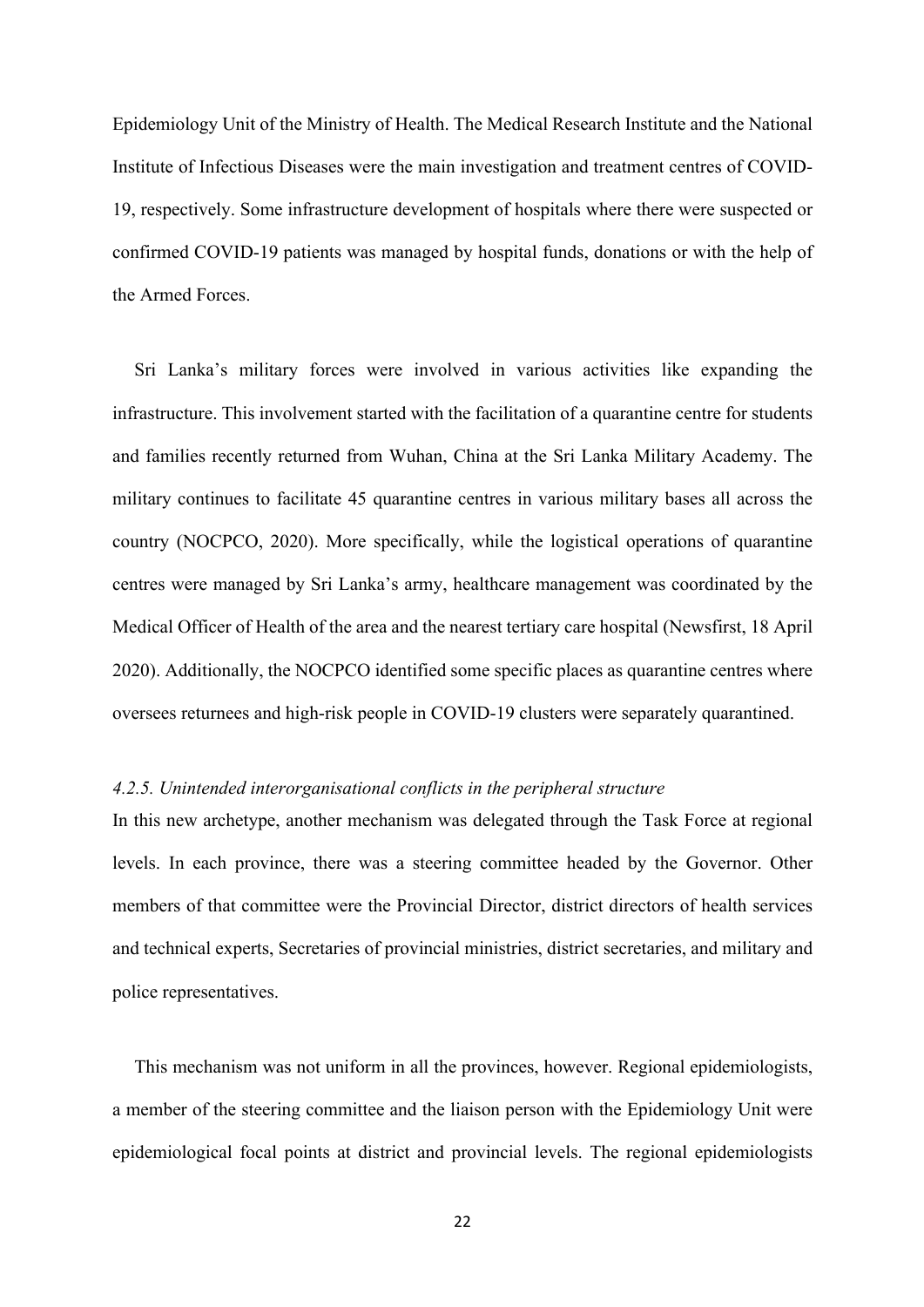Epidemiology Unit of the Ministry of Health. The Medical Research Institute and the National Institute of Infectious Diseases were the main investigation and treatment centres of COVID-19, respectively. Some infrastructure development of hospitals where there were suspected or confirmed COVID-19 patients was managed by hospital funds, donations or with the help of the Armed Forces.

Sri Lanka's military forces were involved in various activities like expanding the infrastructure. This involvement started with the facilitation of a quarantine centre for students and families recently returned from Wuhan, China at the Sri Lanka Military Academy. The military continues to facilitate 45 quarantine centres in various military bases all across the country (NOCPCO, 2020). More specifically, while the logistical operations of quarantine centres were managed by Sri Lanka's army, healthcare management was coordinated by the Medical Officer of Health of the area and the nearest tertiary care hospital (Newsfirst, 18 April 2020). Additionally, the NOCPCO identified some specific places as quarantine centres where oversees returnees and high-risk people in COVID-19 clusters were separately quarantined.

#### *4.2.5. Unintended interorganisational conflicts in the peripheral structure*

In this new archetype, another mechanism was delegated through the Task Force at regional levels. In each province, there was a steering committee headed by the Governor. Other members of that committee were the Provincial Director, district directors of health services and technical experts, Secretaries of provincial ministries, district secretaries, and military and police representatives.

This mechanism was not uniform in all the provinces, however. Regional epidemiologists, a member of the steering committee and the liaison person with the Epidemiology Unit were epidemiological focal points at district and provincial levels. The regional epidemiologists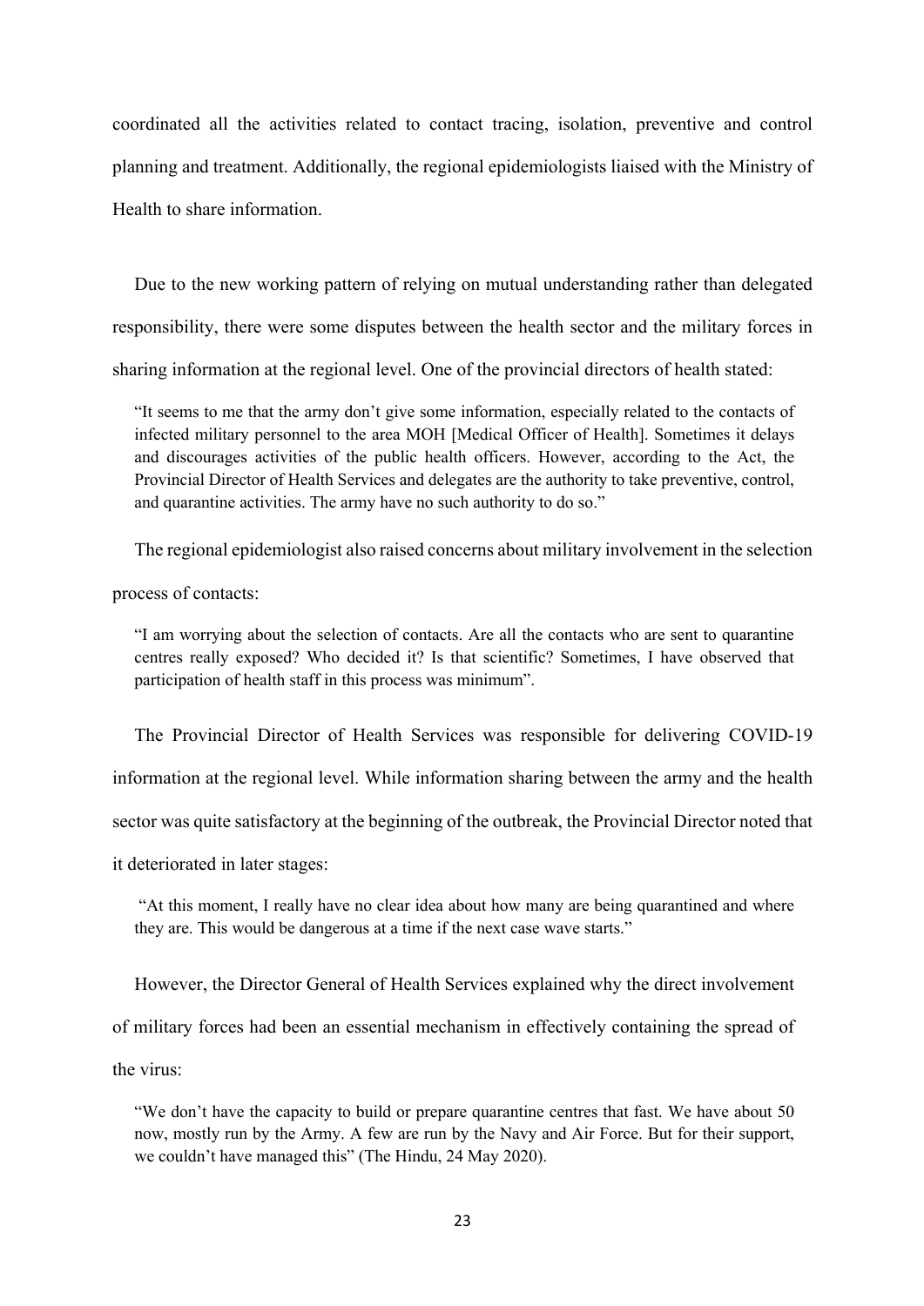coordinated all the activities related to contact tracing, isolation, preventive and control planning and treatment. Additionally, the regional epidemiologists liaised with the Ministry of Health to share information.

Due to the new working pattern of relying on mutual understanding rather than delegated responsibility, there were some disputes between the health sector and the military forces in sharing information at the regional level. One of the provincial directors of health stated:

> "It seems to me that the army don't give some information, especially related to the contacts of infected military personnel to the area MOH [Medical Officer of Health]. Sometimes it delays and discourages activities of the public health officers. However, according to the Act, the Provincial Director of Health Services and delegates are the authority to take preventive, control, and quarantine activities. The army have no such authority to do so."

The regional epidemiologist also raised concerns about military involvement in the selection process of contacts:

> "I am worrying about the selection of contacts. Are all the contacts who are sent to quarantine centres really exposed? Who decided it? Is that scientific? Sometimes, I have observed that participation of health staff in this process was minimum".

The Provincial Director of Health Services was responsible for delivering COVID-19 information at the regional level. While information sharing between the army and the health sector was quite satisfactory at the beginning of the outbreak, the Provincial Director noted that it deteriorated in later stages:

> "At this moment, I really have no clear idea about how many are being quarantined and where they are. This would be dangerous at a time if the next case wave starts."

However, the Director General of Health Services explained why the direct involvement of military forces had been an essential mechanism in effectively containing the spread of the virus:

> "We don't have the capacity to build or prepare quarantine centres that fast. We have about 50 now, mostly run by the Army. A few are run by the Navy and Air Force. But for their support, we couldn't have managed this" (The Hindu, 24 May 2020).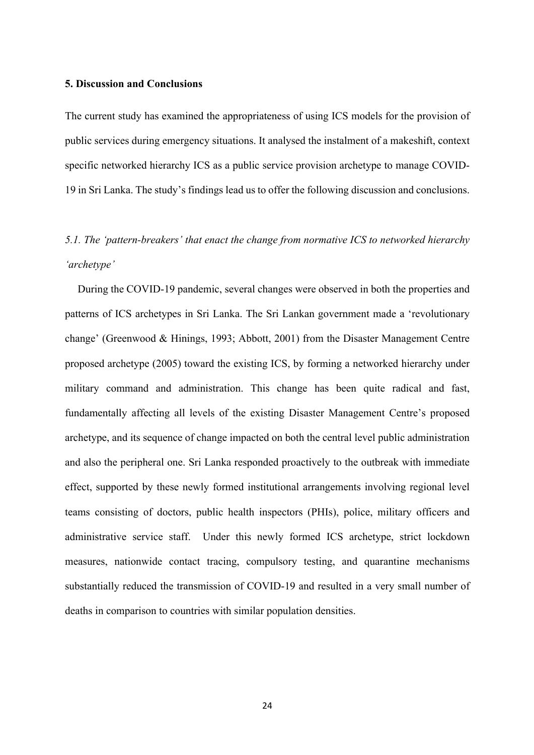## 5. Discussion and Conclusions

The current study has examined the appropriateness of using ICS models for the provision of public services during emergency situations. It analysed the instalment of a makeshift, context specific networked hierarchy ICS as a public service provision archetype to manage COVID-19 in Sri Lanka. The study's findings lead us to offer the following discussion and conclusions.

### *5.1. The 'pattern-breakers' that enact the change from normative ICS to networked hierarchy 'archetype'*

During the COVID-19 pandemic, several changes were observed in both the properties and patterns of ICS archetypes in Sri Lanka. The Sri Lankan government made a 'revolutionary change' (Greenwood & Hinings, 1993; Abbott, 2001) from the Disaster Management Centre proposed archetype (2005) toward the existing ICS, by forming a networked hierarchy under military command and administration. This change has been quite radical and fast, fundamentally affecting all levels of the existing Disaster Management Centre's proposed archetype, and its sequence of change impacted on both the central level public administration and also the peripheral one. Sri Lanka responded proactively to the outbreak with immediate effect, supported by these newly formed institutional arrangements involving regional level teams consisting of doctors, public health inspectors (PHIs), police, military officers and administrative service staff. Under this newly formed ICS archetype, strict lockdown measures, nationwide contact tracing, compulsory testing, and quarantine mechanisms substantially reduced the transmission of COVID-19 and resulted in a very small number of deaths in comparison to countries with similar population densities.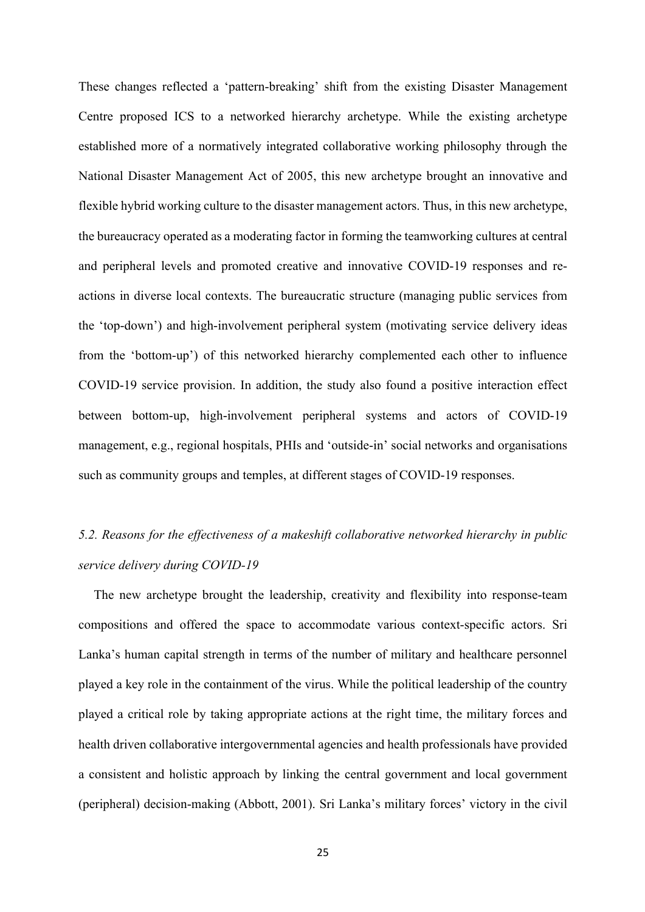These changes reflected a 'pattern-breaking' shift from the existing Disaster Management Centre proposed ICS to a networked hierarchy archetype. While the existing archetype established more of a normatively integrated collaborative working philosophy through the National Disaster Management Act of 2005, this new archetype brought an innovative and flexible hybrid working culture to the disaster management actors. Thus, in this new archetype, the bureaucracy operated as a moderating factor in forming the teamworking cultures at central and peripheral levels and promoted creative and innovative COVID-19 responses and re-actions in diverse local contexts. The bureaucratic structure (managing public services from the 'top-down') and high-involvement peripheral system (motivating service delivery ideas from the 'bottom-up') of this networked hierarchy complemented each other to influence COVID-19 service provision. In addition, the study also found a positive interaction effect between bottom-up, high-involvement peripheral systems and actors of COVID-19 management, e.g., regional hospitals, PHIs and 'outside-in' social networks and organisations such as community groups and temples, at different stages of COVID-19 responses.

### *5.2. Reasons for the effectiveness of a makeshift collaborative networked hierarchy in public service delivery during COVID-19*

The new archetype brought the leadership, creativity and flexibility into response-team compositions and offered the space to accommodate various context-specific actors. Sri Lanka's human capital strength in terms of the number of military and healthcare personnel played a key role in the containment of the virus. While the political leadership of the country played a critical role by taking appropriate actions at the right time, the military forces and health driven collaborative intergovernmental agencies and health professionals have provided a consistent and holistic approach by linking the central government and local government (peripheral) decision-making (Abbott, 2001). Sri Lanka's military forces' victory in the civil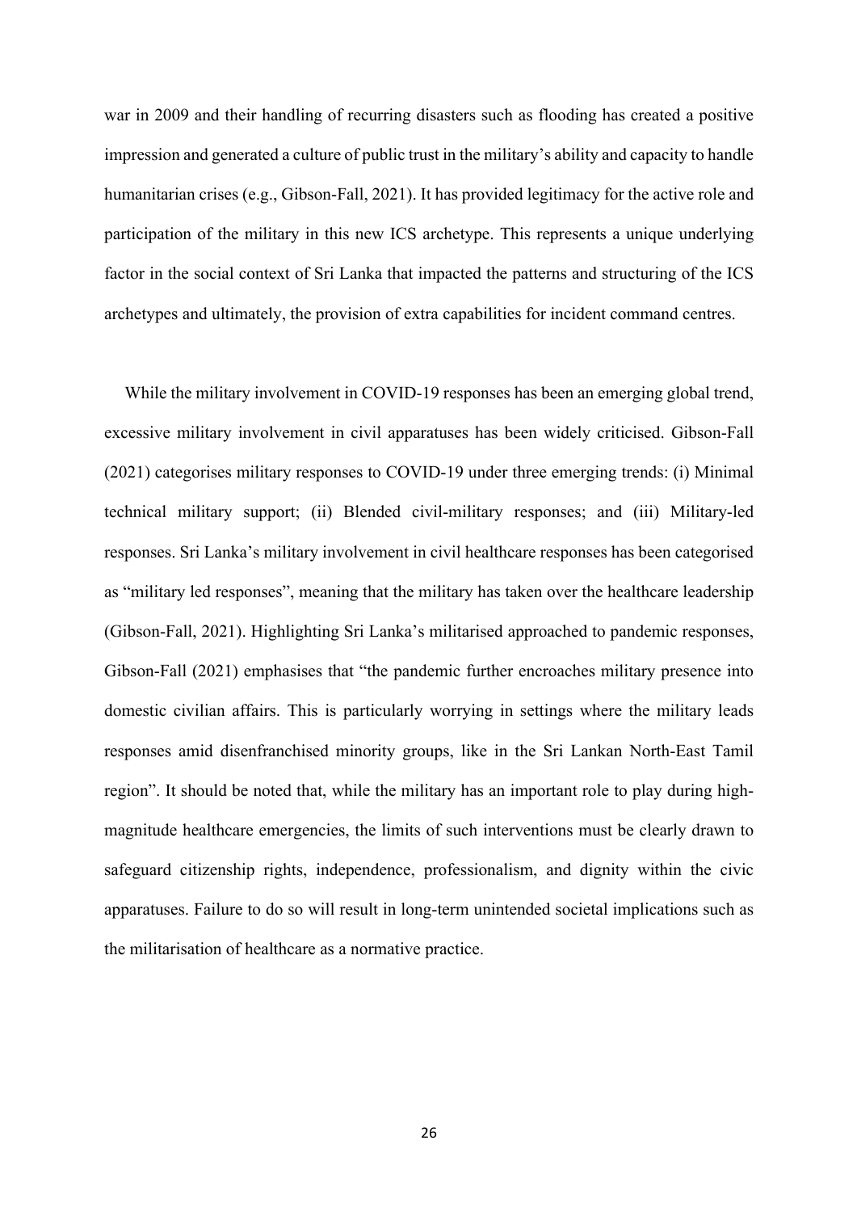war in 2009 and their handling of recurring disasters such as flooding has created a positive impression and generated a culture of public trust in the military's ability and capacity to handle humanitarian crises (e.g., Gibson-Fall, 2021). It has provided legitimacy for the active role and participation of the military in this new ICS archetype. This represents a unique underlying factor in the social context of Sri Lanka that impacted the patterns and structuring of the ICS archetypes and ultimately, the provision of extra capabilities for incident command centres.

While the military involvement in COVID-19 responses has been an emerging global trend, excessive military involvement in civil apparatuses has been widely criticised. Gibson-Fall (2021) categorises military responses to COVID-19 under three emerging trends: (i) Minimal technical military support; (ii) Blended civil-military responses; and (iii) Military-led responses. Sri Lanka's military involvement in civil healthcare responses has been categorised as "military led responses", meaning that the military has taken over the healthcare leadership (Gibson-Fall, 2021). Highlighting Sri Lanka's militarised approached to pandemic responses, Gibson-Fall (2021) emphasises that "the pandemic further encroaches military presence into domestic civilian affairs. This is particularly worrying in settings where the military leads responses amid disenfranchised minority groups, like in the Sri Lankan North-East Tamil region". It should be noted that, while the military has an important role to play during high-magnitude healthcare emergencies, the limits of such interventions must be clearly drawn to safeguard citizenship rights, independence, professionalism, and dignity within the civic apparatuses. Failure to do so will result in long-term unintended societal implications such as the militarisation of healthcare as a normative practice.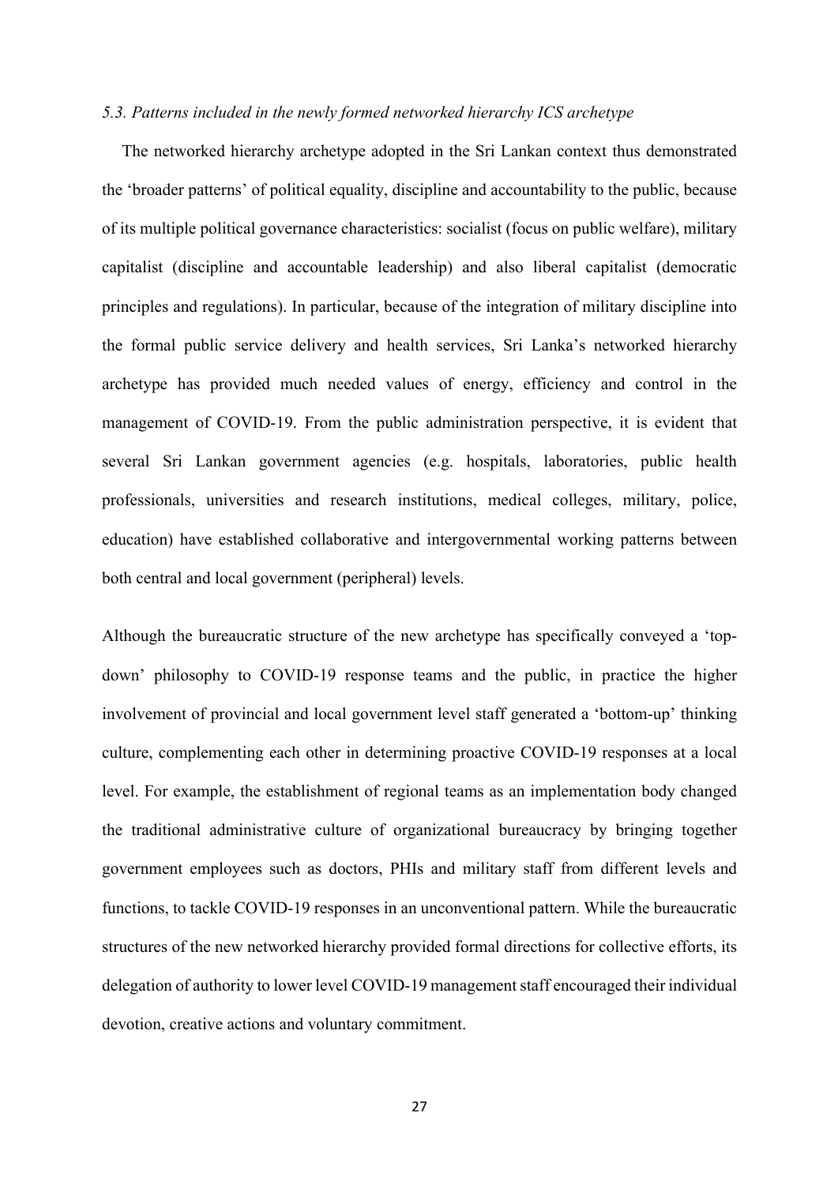*5.3. Patterns included in the newly formed networked hierarchy ICS archetype*

The networked hierarchy archetype adopted in the Sri Lankan context thus demonstrated the 'broader patterns' of political equality, discipline and accountability to the public, because of its multiple political governance characteristics: socialist (focus on public welfare), military capitalist (discipline and accountable leadership) and also liberal capitalist (democratic principles and regulations). In particular, because of the integration of military discipline into the formal public service delivery and health services, Sri Lanka's networked hierarchy archetype has provided much needed values of energy, efficiency and control in the management of COVID-19. From the public administration perspective, it is evident that several Sri Lankan government agencies (e.g. hospitals, laboratories, public health professionals, universities and research institutions, medical colleges, military, police, education) have established collaborative and intergovernmental working patterns between both central and local government (peripheral) levels.

Although the bureaucratic structure of the new archetype has specifically conveyed a 'top-down' philosophy to COVID-19 response teams and the public, in practice the higher involvement of provincial and local government level staff generated a 'bottom-up' thinking culture, complementing each other in determining proactive COVID-19 responses at a local level. For example, the establishment of regional teams as an implementation body changed the traditional administrative culture of organizational bureaucracy by bringing together government employees such as doctors, PHIs and military staff from different levels and functions, to tackle COVID-19 responses in an unconventional pattern. While the bureaucratic structures of the new networked hierarchy provided formal directions for collective efforts, its delegation of authority to lower level COVID-19 management staff encouraged their individual devotion, creative actions and voluntary commitment.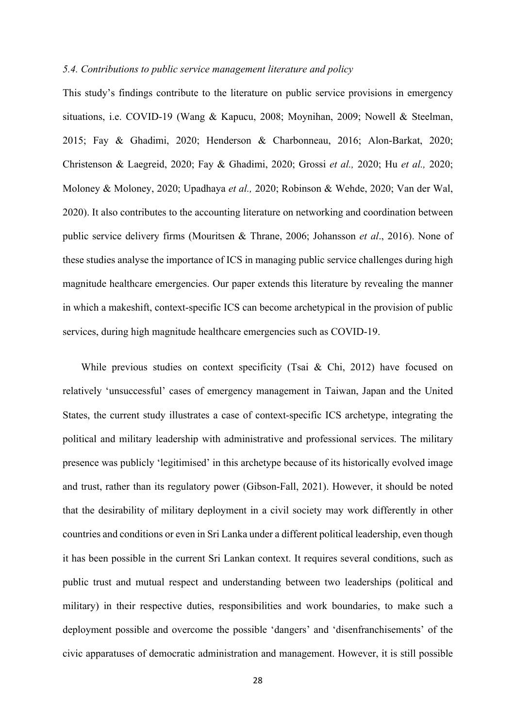*5.4. Contributions to public service management literature and policy*

This study's findings contribute to the literature on public service provisions in emergency situations, i.e. COVID-19 (Wang & Kapucu, 2008; Moynihan, 2009; Nowell & Steelman, 2015; Fay & Ghadimi, 2020; Henderson & Charbonneau, 2016; Alon-Barkat, 2020; Christenson & Laegreid, 2020; Fay & Ghadimi, 2020; Grossi *et al.,* 2020; Hu *et al.,* 2020; Moloney & Moloney, 2020; Upadhaya *et al.,* 2020; Robinson & Wehde, 2020; Van der Wal, 2020). It also contributes to the accounting literature on networking and coordination between public service delivery firms (Mouritsen & Thrane, 2006; Johansson *et al*., 2016). None of these studies analyse the importance of ICS in managing public service challenges during high magnitude healthcare emergencies. Our paper extends this literature by revealing the manner in which a makeshift, context-specific ICS can become archetypical in the provision of public services, during high magnitude healthcare emergencies such as COVID-19.

While previous studies on context specificity (Tsai & Chi, 2012) have focused on relatively 'unsuccessful' cases of emergency management in Taiwan, Japan and the United States, the current study illustrates a case of context-specific ICS archetype, integrating the political and military leadership with administrative and professional services. The military presence was publicly 'legitimised' in this archetype because of its historically evolved image and trust, rather than its regulatory power (Gibson-Fall, 2021). However, it should be noted that the desirability of military deployment in a civil society may work differently in other countries and conditions or even in Sri Lanka under a different political leadership, even though it has been possible in the current Sri Lankan context. It requires several conditions, such as public trust and mutual respect and understanding between two leaderships (political and military) in their respective duties, responsibilities and work boundaries, to make such a deployment possible and overcome the possible 'dangers' and 'disenfranchisements' of the civic apparatuses of democratic administration and management. However, it is still possible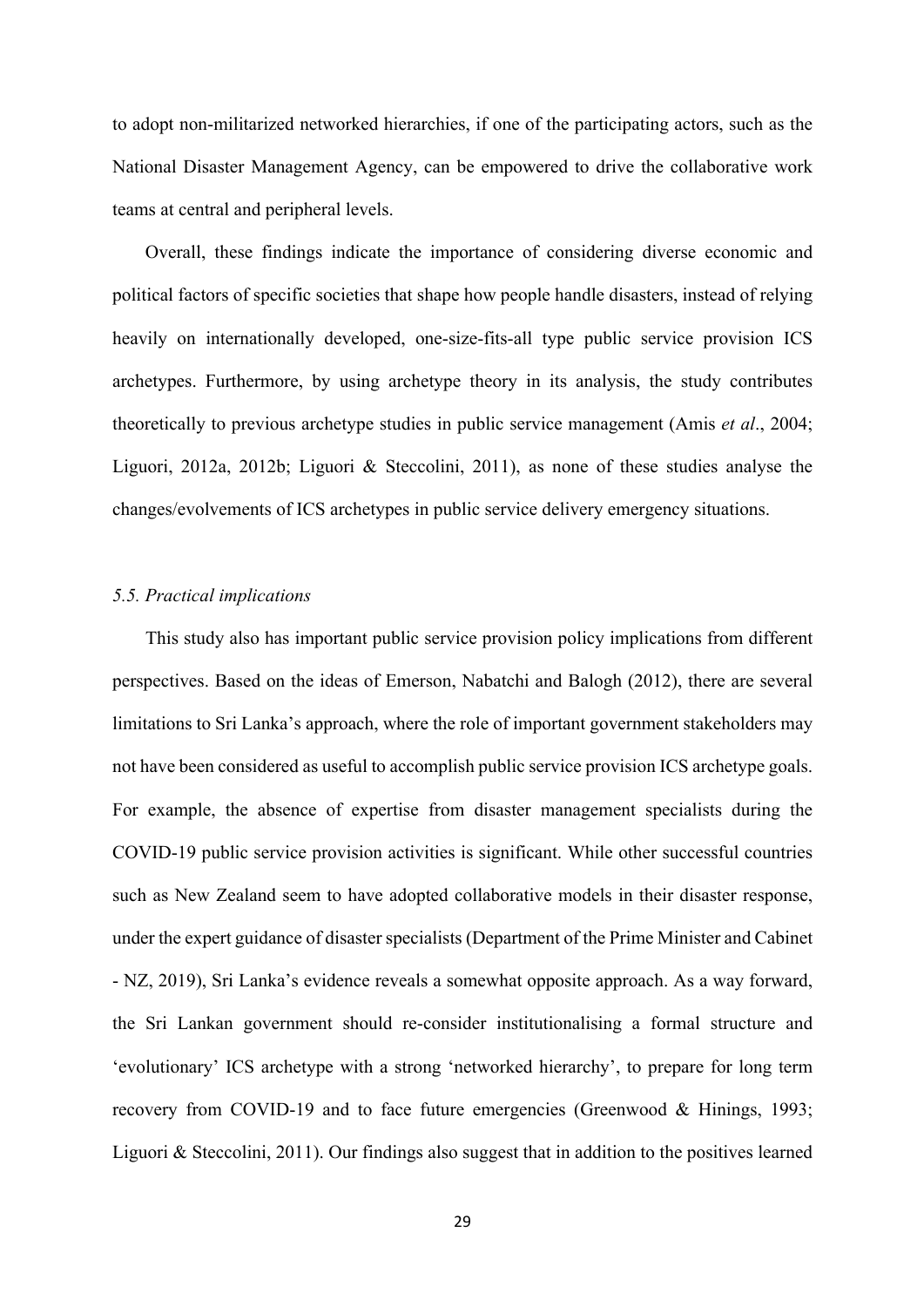to adopt non-militarized networked hierarchies, if one of the participating actors, such as the National Disaster Management Agency, can be empowered to drive the collaborative work teams at central and peripheral levels.

Overall, these findings indicate the importance of considering diverse economic and political factors of specific societies that shape how people handle disasters, instead of relying heavily on internationally developed, one-size-fits-all type public service provision ICS archetypes. Furthermore, by using archetype theory in its analysis, the study contributes theoretically to previous archetype studies in public service management (Amis *et al*., 2004; Liguori, 2012a, 2012b; Liguori & Steccolini, 2011), as none of these studies analyse the changes/evolvements of ICS archetypes in public service delivery emergency situations.

### *5.5. Practical implications*

This study also has important public service provision policy implications from different perspectives. Based on the ideas of Emerson, Nabatchi and Balogh (2012), there are several limitations to Sri Lanka's approach, where the role of important government stakeholders may not have been considered as useful to accomplish public service provision ICS archetype goals. For example, the absence of expertise from disaster management specialists during the COVID-19 public service provision activities is significant. While other successful countries such as New Zealand seem to have adopted collaborative models in their disaster response, under the expert guidance of disaster specialists (Department of the Prime Minister and Cabinet - NZ, 2019), Sri Lanka's evidence reveals a somewhat opposite approach. As a way forward, the Sri Lankan government should re-consider institutionalising a formal structure and 'evolutionary' ICS archetype with a strong 'networked hierarchy', to prepare for long term recovery from COVID-19 and to face future emergencies (Greenwood & Hinings, 1993; Liguori & Steccolini, 2011). Our findings also suggest that in addition to the positives learned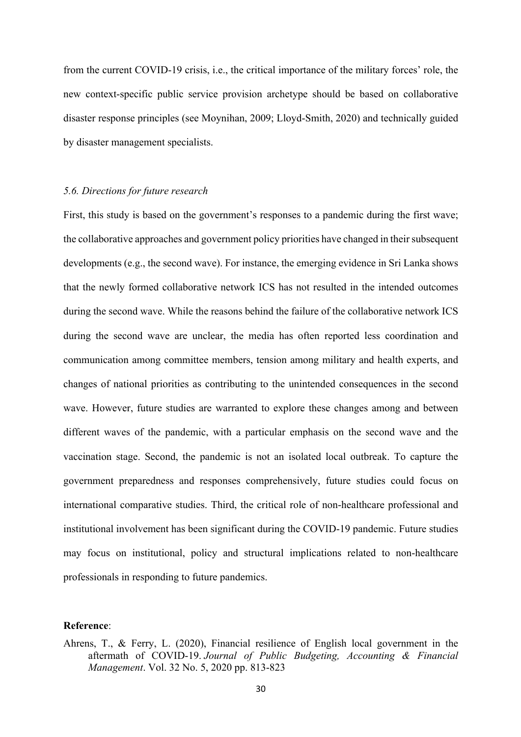from the current COVID-19 crisis, i.e., the critical importance of the military forces' role, the new context-specific public service provision archetype should be based on collaborative disaster response principles (see Moynihan, 2009; Lloyd-Smith, 2020) and technically guided by disaster management specialists.

### *5.6. Directions for future research*

First, this study is based on the government's responses to a pandemic during the first wave; the collaborative approaches and government policy priorities have changed in their subsequent developments (e.g., the second wave). For instance, the emerging evidence in Sri Lanka shows that the newly formed collaborative network ICS has not resulted in the intended outcomes during the second wave. While the reasons behind the failure of the collaborative network ICS during the second wave are unclear, the media has often reported less coordination and communication among committee members, tension among military and health experts, and changes of national priorities as contributing to the unintended consequences in the second wave. However, future studies are warranted to explore these changes among and between different waves of the pandemic, with a particular emphasis on the second wave and the vaccination stage. Second, the pandemic is not an isolated local outbreak. To capture the government preparedness and responses comprehensively, future studies could focus on international comparative studies. Third, the critical role of non-healthcare professional and institutional involvement has been significant during the COVID-19 pandemic. Future studies may focus on institutional, policy and structural implications related to non-healthcare professionals in responding to future pandemics.

**Reference**:

Ahrens, T., & Ferry, L. (2020), Financial resilience of English local government in the aftermath of COVID-19. *Journal of Public Budgeting, Accounting & Financial Management*. Vol. 32 No. 5, 2020 pp. 813-823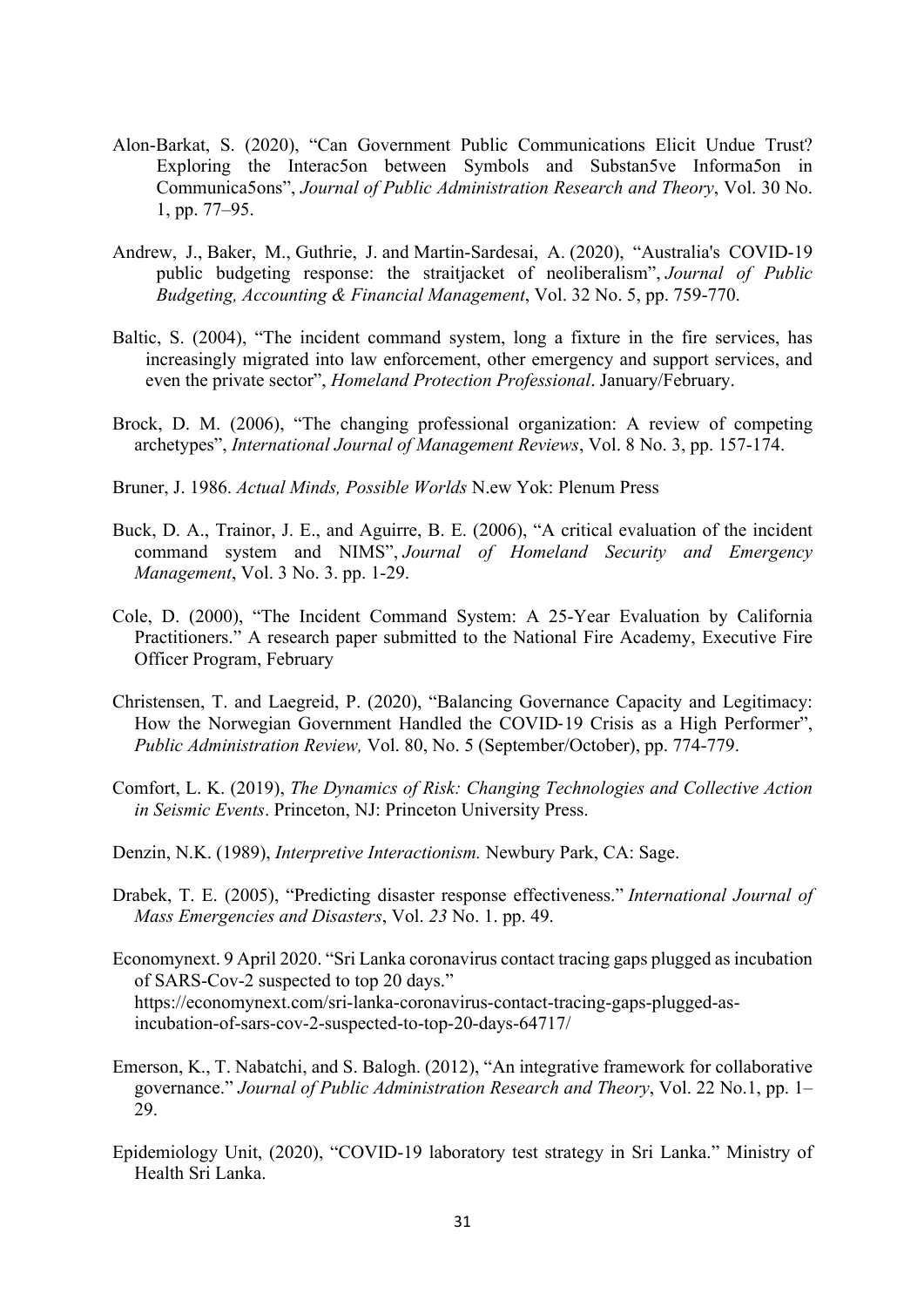Alon-Barkat, S. (2020), "Can Government Public Communications Elicit Undue Trust? Exploring the Interac5on between Symbols and Substan5ve Informa5on in Communica5ons", *Journal of Public Administration Research and Theory*, Vol. 30 No. 1, pp. 77–95.

Andrew, J., Baker, M., Guthrie, J. and Martin-Sardesai, A. (2020), "Australia's COVID-19 public budgeting response: the straitjacket of neoliberalism", *Journal of Public Budgeting, Accounting & Financial Management*, Vol. 32 No. 5, pp. 759-770.

Baltic, S. (2004), "The incident command system, long a fixture in the fire services, has increasingly migrated into law enforcement, other emergency and support services, and even the private sector", *Homeland Protection Professional*. January/February.

Brock, D. M. (2006), "The changing professional organization: A review of competing archetypes", *International Journal of Management Reviews*, Vol. 8 No. 3, pp. 157-174.

Bruner, J. 1986. *Actual Minds, Possible Worlds* N.ew Yok: Plenum Press

Buck, D. A., Trainor, J. E., and Aguirre, B. E. (2006), "A critical evaluation of the incident command system and NIMS", *Journal of Homeland Security and Emergency Management*, Vol. 3 No. 3. pp. 1-29.

Cole, D. (2000), "The Incident Command System: A 25-Year Evaluation by California Practitioners." A research paper submitted to the National Fire Academy, Executive Fire Officer Program, February

Christensen, T. and Laegreid, P. (2020), "Balancing Governance Capacity and Legitimacy: How the Norwegian Government Handled the COVID-19 Crisis as a High Performer", *Public Administration Review,* Vol. 80, No. 5 (September/October), pp. 774-779.

Comfort, L. K. (2019), *The Dynamics of Risk: Changing Technologies and Collective Action in Seismic Events*. Princeton, NJ: Princeton University Press.

Denzin, N.K. (1989), *Interpretive Interactionism.* Newbury Park, CA: Sage.

Drabek, T. E. (2005), "Predicting disaster response effectiveness." *International Journal of Mass Emergencies and Disasters*, Vol. *23* No. 1. pp. 49.

Economynext. 9 April 2020. "Sri Lanka coronavirus contact tracing gaps plugged as incubation of SARS-Cov-2 suspected to top 20 days." https://economynext.com/sri-lanka-coronavirus-contact-tracing-gaps-plugged-as-incubation-of-sars-cov-2-suspected-to-top-20-days-64717/

Emerson, K., T. Nabatchi, and S. Balogh. (2012), "An integrative framework for collaborative governance." *Journal of Public Administration Research and Theory*, Vol. 22 No.1, pp. 1–29.

Epidemiology Unit, (2020), "COVID-19 laboratory test strategy in Sri Lanka." Ministry of Health Sri Lanka.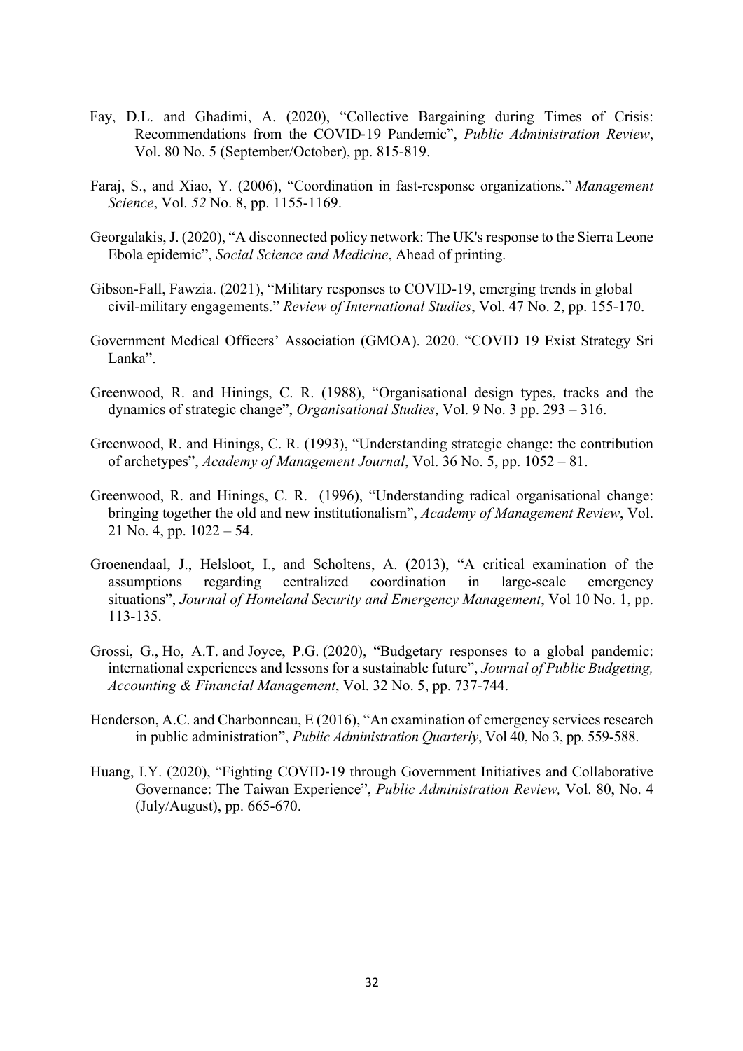Fay, D.L. and Ghadimi, A. (2020), "Collective Bargaining during Times of Crisis: Recommendations from the COVID-19 Pandemic", *Public Administration Review*, Vol. 80 No. 5 (September/October), pp. 815-819.

Faraj, S., and Xiao, Y. (2006), "Coordination in fast-response organizations." *Management Science*, Vol. *52* No. 8, pp. 1155-1169.

Georgalakis, J. (2020), "A disconnected policy network: The UK's response to the Sierra Leone Ebola epidemic", *Social Science and Medicine*, Ahead of printing.

Gibson-Fall, Fawzia. (2021), "Military responses to COVID-19, emerging trends in global civil-military engagements." *Review of International Studies*, Vol. 47 No. 2, pp. 155-170.

Government Medical Officers' Association (GMOA). 2020. "COVID 19 Exist Strategy Sri Lanka".

Greenwood, R. and Hinings, C. R. (1988), "Organisational design types, tracks and the dynamics of strategic change", *Organisational Studies*, Vol. 9 No. 3 pp. 293 – 316.

Greenwood, R. and Hinings, C. R. (1993), "Understanding strategic change: the contribution of archetypes", *Academy of Management Journal*, Vol. 36 No. 5, pp. 1052 – 81.

Greenwood, R. and Hinings, C. R. (1996), "Understanding radical organisational change: bringing together the old and new institutionalism", *Academy of Management Review*, Vol. 21 No. 4, pp. 1022 – 54.

Groenendaal, J., Helsloot, I., and Scholtens, A. (2013), "A critical examination of the assumptions regarding centralized coordination in large-scale emergency situations", *Journal of Homeland Security and Emergency Management*, Vol 10 No. 1, pp. 113-135.

Grossi, G., Ho, A.T. and Joyce, P.G. (2020), "Budgetary responses to a global pandemic: international experiences and lessons for a sustainable future", *Journal of Public Budgeting, Accounting & Financial Management*, Vol. 32 No. 5, pp. 737-744.

Henderson, A.C. and Charbonneau, E (2016), "An examination of emergency services research in public administration", *Public Administration Quarterly*, Vol 40, No 3, pp. 559-588.

Huang, I.Y. (2020), "Fighting COVID-19 through Government Initiatives and Collaborative Governance: The Taiwan Experience", *Public Administration Review,* Vol. 80, No. 4 (July/August), pp. 665-670.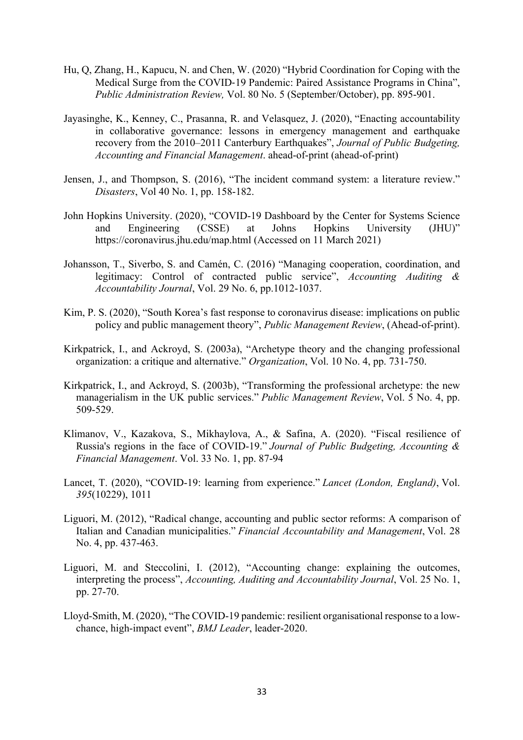Hu, Q, Zhang, H., Kapucu, N. and Chen, W. (2020) "Hybrid Coordination for Coping with the Medical Surge from the COVID-19 Pandemic: Paired Assistance Programs in China", *Public Administration Review,* Vol. 80 No. 5 (September/October), pp. 895-901.

Jayasinghe, K., Kenney, C., Prasanna, R. and Velasquez, J. (2020), "Enacting accountability in collaborative governance: lessons in emergency management and earthquake recovery from the 2010–2011 Canterbury Earthquakes", *Journal of Public Budgeting, Accounting and Financial Management*. ahead-of-print (ahead-of-print)

Jensen, J., and Thompson, S. (2016), "The incident command system: a literature review." *Disasters*, Vol 40 No. 1, pp. 158-182.

John Hopkins University. (2020), "COVID-19 Dashboard by the Center for Systems Science and Engineering (CSSE) at Johns Hopkins University (JHU)" https://coronavirus.jhu.edu/map.html (Accessed on 11 March 2021)

Johansson, T., Siverbo, S. and Camén, C. (2016) "Managing cooperation, coordination, and legitimacy: Control of contracted public service", *Accounting Auditing & Accountability Journal*, Vol. 29 No. 6, pp.1012-1037.

Kim, P. S. (2020), "South Korea's fast response to coronavirus disease: implications on public policy and public management theory", *Public Management Review*, (Ahead-of-print).

Kirkpatrick, I., and Ackroyd, S. (2003a), "Archetype theory and the changing professional organization: a critique and alternative." *Organization*, Vol. 10 No. 4, pp. 731-750.

Kirkpatrick, I., and Ackroyd, S. (2003b), "Transforming the professional archetype: the new managerialism in the UK public services." *Public Management Review*, Vol. 5 No. 4, pp. 509-529.

Klimanov, V., Kazakova, S., Mikhaylova, A., & Safina, A. (2020). "Fiscal resilience of Russia's regions in the face of COVID-19." *Journal of Public Budgeting, Accounting & Financial Management*. Vol. 33 No. 1, pp. 87-94

Lancet, T. (2020), "COVID-19: learning from experience." *Lancet (London, England)*, Vol. *395*(10229), 1011

Liguori, M. (2012), "Radical change, accounting and public sector reforms: A comparison of Italian and Canadian municipalities." *Financial Accountability and Management*, Vol. 28 No. 4, pp. 437-463.

Liguori, M. and Steccolini, I. (2012), "Accounting change: explaining the outcomes, interpreting the process", *Accounting, Auditing and Accountability Journal*, Vol. 25 No. 1, pp. 27-70.

Lloyd-Smith, M. (2020), "The COVID-19 pandemic: resilient organisational response to a low-chance, high-impact event", *BMJ Leader*, leader-2020.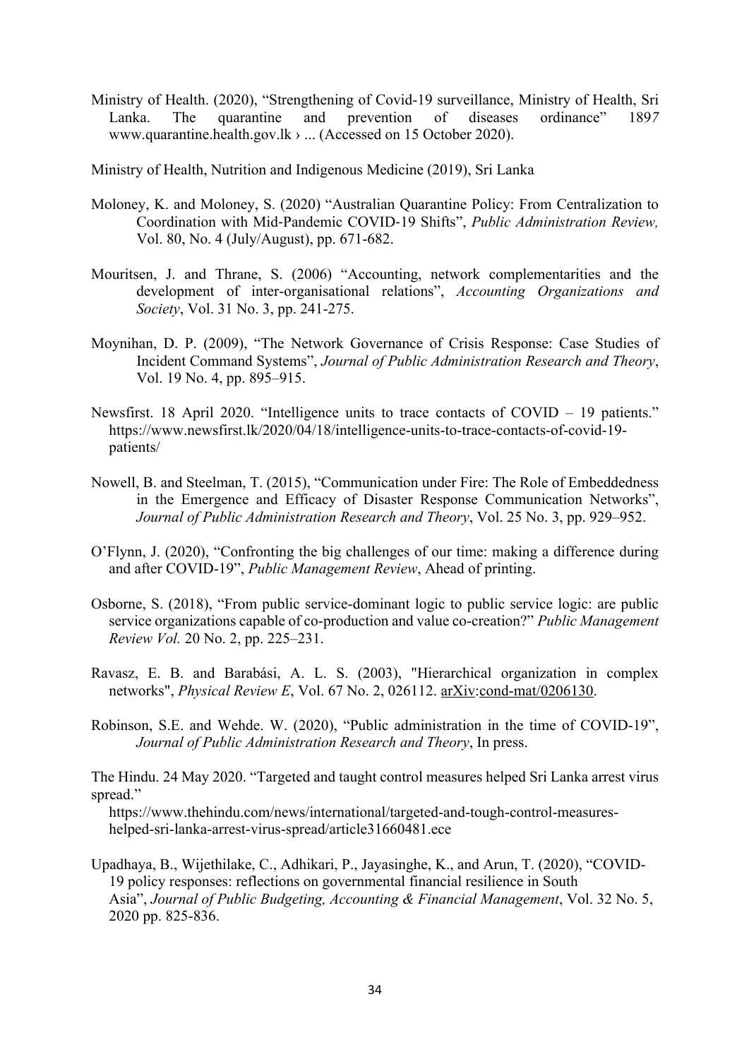Ministry of Health. (2020), "Strengthening of Covid-19 surveillance, Ministry of Health, Sri Lanka. The quarantine and prevention of diseases ordinance" 1897 www.quarantine.health.gov.lk › ... (Accessed on 15 October 2020).

Ministry of Health, Nutrition and Indigenous Medicine (2019), Sri Lanka

Moloney, K. and Moloney, S. (2020) "Australian Quarantine Policy: From Centralization to Coordination with Mid-Pandemic COVID-19 Shifts", *Public Administration Review,* Vol. 80, No. 4 (July/August), pp. 671-682.

Mouritsen, J. and Thrane, S. (2006) "Accounting, network complementarities and the development of inter-organisational relations", *Accounting Organizations and Society*, Vol. 31 No. 3, pp. 241-275.

Moynihan, D. P. (2009), "The Network Governance of Crisis Response: Case Studies of Incident Command Systems", *Journal of Public Administration Research and Theory*, Vol. 19 No. 4, pp. 895–915.

Newsfirst. 18 April 2020. "Intelligence units to trace contacts of COVID – 19 patients." https://www.newsfirst.lk/2020/04/18/intelligence-units-to-trace-contacts-of-covid-19-patients/

Nowell, B. and Steelman, T. (2015), "Communication under Fire: The Role of Embeddedness in the Emergence and Efficacy of Disaster Response Communication Networks", *Journal of Public Administration Research and Theory*, Vol. 25 No. 3, pp. 929–952.

O'Flynn, J. (2020), "Confronting the big challenges of our time: making a difference during and after COVID-19", *Public Management Review*, Ahead of printing.

Osborne, S. (2018), "From public service-dominant logic to public service logic: are public service organizations capable of co-production and value co-creation?" *Public Management Review Vol.* 20 No. 2, pp. 225–231.

Ravasz, E. B. and Barabási, A. L. S. (2003), "Hierarchical organization in complex networks", *Physical Review E*, Vol. 67 No. 2, 026112. arXiv:cond-mat/0206130.

Robinson, S.E. and Wehde. W. (2020), "Public administration in the time of COVID-19", *Journal of Public Administration Research and Theory*, In press.

The Hindu. 24 May 2020. "Targeted and taught control measures helped Sri Lanka arrest virus spread."
https://www.thehindu.com/news/international/targeted-and-tough-control-measures-helped-sri-lanka-arrest-virus-spread/article31660481.ece

Upadhaya, B., Wijethilake, C., Adhikari, P., Jayasinghe, K., and Arun, T. (2020), "COVID-19 policy responses: reflections on governmental financial resilience in South Asia", *Journal of Public Budgeting, Accounting & Financial Management*, Vol. 32 No. 5, 2020 pp. 825-836.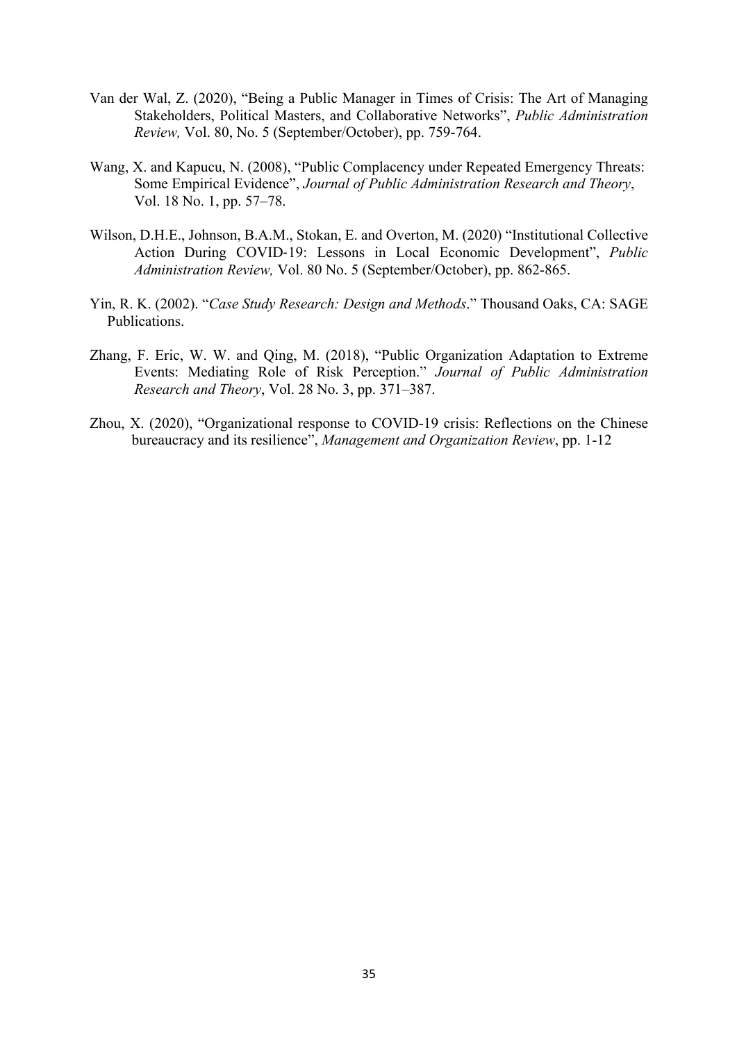Van der Wal, Z. (2020), “Being a Public Manager in Times of Crisis: The Art of Managing Stakeholders, Political Masters, and Collaborative Networks”, *Public Administration Review,* Vol. 80, No. 5 (September/October), pp. 759-764.

Wang, X. and Kapucu, N. (2008), “Public Complacency under Repeated Emergency Threats: Some Empirical Evidence”, *Journal of Public Administration Research and Theory*, Vol. 18 No. 1, pp. 57–78.

Wilson, D.H.E., Johnson, B.A.M., Stokan, E. and Overton, M. (2020) “Institutional Collective Action During COVID-19: Lessons in Local Economic Development”, *Public Administration Review,* Vol. 80 No. 5 (September/October), pp. 862-865.

Yin, R. K. (2002). “*Case Study Research: Design and Methods*.” Thousand Oaks, CA: SAGE Publications.

Zhang, F. Eric, W. W. and Qing, M. (2018), “Public Organization Adaptation to Extreme Events: Mediating Role of Risk Perception.” *Journal of Public Administration Research and Theory*, Vol. 28 No. 3, pp. 371–387.

Zhou, X. (2020), “Organizational response to COVID-19 crisis: Reflections on the Chinese bureaucracy and its resilience”, *Management and Organization Review*, pp. 1-12